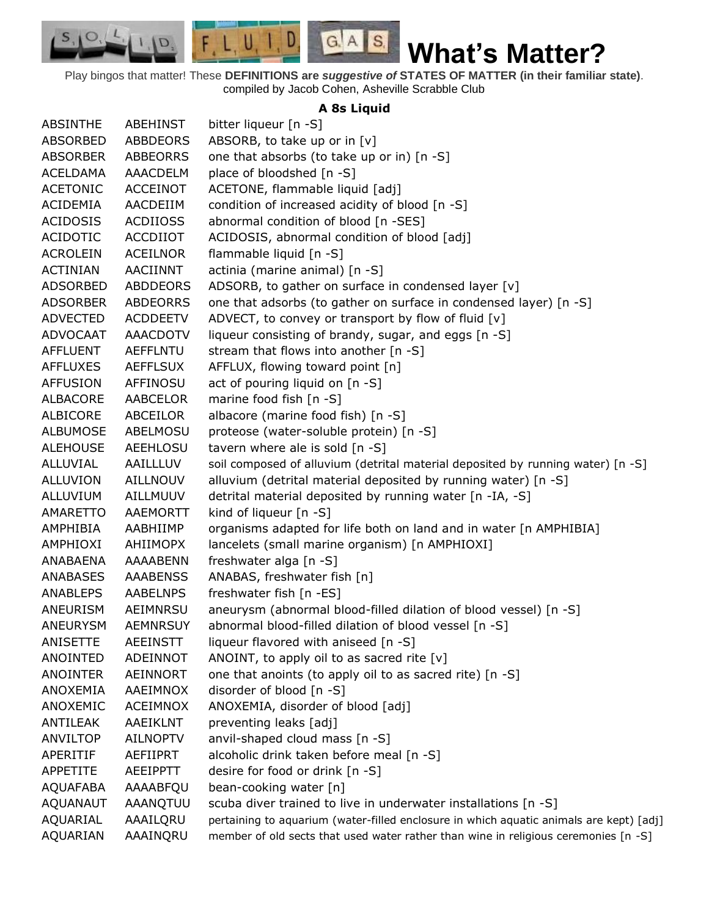# What's Matter?

Play bingos that matter! These **DEFINITIONS are *suggestive of* STATES OF MATTER (in their familiar state)**. compiled by Jacob Cohen, Asheville Scrabble Club

### A 8s Liquid

| | | |
|---|---|---|
| ABSINTHE | ABEHINST | bitter liqueur [n -S] |
| ABSORBED | ABBDEORS | ABSORB, to take up or in [v] |
| ABSORBER | ABBEORRS | one that absorbs (to take up or in) [n -S] |
| ACELDAMA | AAACDELM | place of bloodshed [n -S] |
| ACETONIC | ACCEINOT | ACETONE, flammable liquid [adj] |
| ACIDEMIA | AACDEIIM | condition of increased acidity of blood [n -S] |
| ACIDOSIS | ACDIIOSS | abnormal condition of blood [n -SES] |
| ACIDOTIC | ACCDIIOT | ACIDOSIS, abnormal condition of blood [adj] |
| ACROLEIN | ACEILNOR | flammable liquid [n -S] |
| ACTINIAN | AACIINNT | actinia (marine animal) [n -S] |
| ADSORBED | ABDDEORS | ADSORB, to gather on surface in condensed layer [v] |
| ADSORBER | ABDEORRS | one that adsorbs (to gather on surface in condensed layer) [n -S] |
| ADVECTED | ACDDEETV | ADVECT, to convey or transport by flow of fluid [v] |
| ADVOCAAT | AAACDOTV | liqueur consisting of brandy, sugar, and eggs [n -S] |
| AFFLUENT | AEFFLNTU | stream that flows into another [n -S] |
| AFFLUXES | AEFFLSUX | AFFLUX, flowing toward point [n] |
| AFFUSION | AFFINOSU | act of pouring liquid on [n -S] |
| ALBACORE | AABCELOR | marine food fish [n -S] |
| ALBICORE | ABCEILOR | albacore (marine food fish) [n -S] |
| ALBUMOSE | ABELMOSU | proteose (water-soluble protein) [n -S] |
| ALEHOUSE | AEEHLOSU | tavern where ale is sold [n -S] |
| ALLUVIAL | AAILLLUV | soil composed of alluvium (detrital material deposited by running water) [n -S] |
| ALLUVION | AILLNOUV | alluvium (detrital material deposited by running water) [n -S] |
| ALLUVIUM | AILLMUUV | detrital material deposited by running water [n -IA, -S] |
| AMARETTO | AAEMORTT | kind of liqueur [n -S] |
| AMPHIBIA | AABHIIMP | organisms adapted for life both on land and in water [n AMPHIBIA] |
| AMPHIOXI | AHIIMOPX | lancelets (small marine organism) [n AMPHIOXI] |
| ANABAENA | AAAABENN | freshwater alga [n -S] |
| ANABASES | AAABENSS | ANABAS, freshwater fish [n] |
| ANABLEPS | AABELNPS | freshwater fish [n -ES] |
| ANEURISM | AEIMNRSU | aneurysm (abnormal blood-filled dilation of blood vessel) [n -S] |
| ANEURYSM | AEMNRSUY | abnormal blood-filled dilation of blood vessel [n -S] |
| ANISETTE | AEEINSTT | liqueur flavored with aniseed [n -S] |
| ANOINTED | ADEINNOT | ANOINT, to apply oil to as sacred rite [v] |
| ANOINTER | AEINNORT | one that anoints (to apply oil to as sacred rite) [n -S] |
| ANOXEMIA | AAEIMNOX | disorder of blood [n -S] |
| ANOXEMIC | ACEIMNOX | ANOXEMIA, disorder of blood [adj] |
| ANTILEAK | AAEIKLNT | preventing leaks [adj] |
| ANVILTOP | AILNOPTV | anvil-shaped cloud mass [n -S] |
| APERITIF | AEFIIPRT | alcoholic drink taken before meal [n -S] |
| APPETITE | AEEIPPTT | desire for food or drink [n -S] |
| AQUAFABA | AAAABFQU | bean-cooking water [n] |
| AQUANAUT | AAANQTUU | scuba diver trained to live in underwater installations [n -S] |
| AQUARIAL | AAAILQRU | pertaining to aquarium (water-filled enclosure in which aquatic animals are kept) [adj] |
| AQUARIAN | AAAINQRU | member of old sects that used water rather than wine in religious ceremonies [n -S] |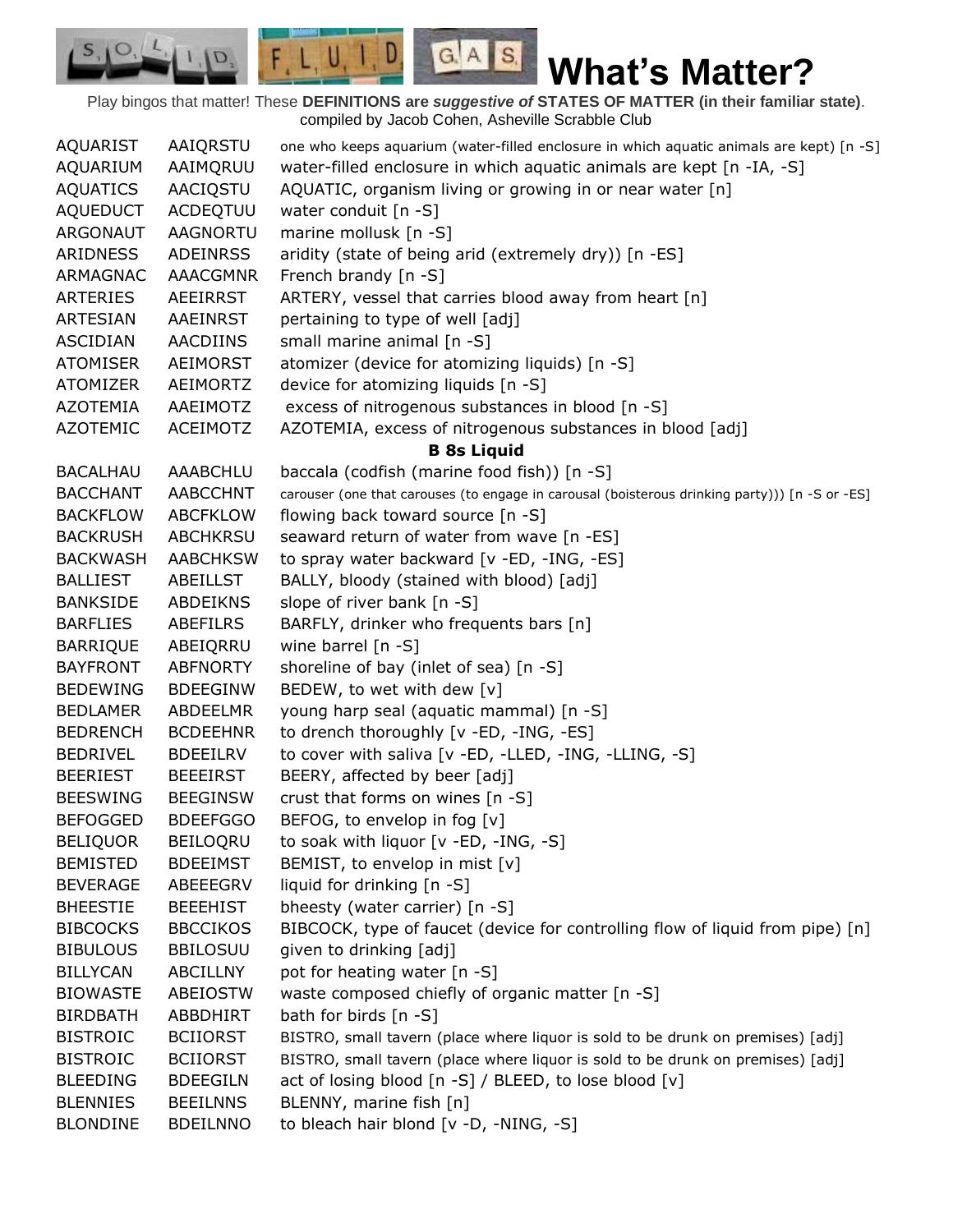# What's Matter?

Play bingos that matter! These **DEFINITIONS are *suggestive of* STATES OF MATTER (in their familiar state)**.
compiled by Jacob Cohen, Asheville Scrabble Club

| | | |
|---|---|---|
| AQUARIST | AAIQRSTU | one who keeps aquarium (water-filled enclosure in which aquatic animals are kept) [n -S] |
| AQUARIUM | AAIMQRUU | water-filled enclosure in which aquatic animals are kept [n -IA, -S] |
| AQUATICS | AACIQSTU | AQUATIC, organism living or growing in or near water [n] |
| AQUEDUCT | ACDEQTUU | water conduit [n -S] |
| ARGONAUT | AAGNORTU | marine mollusk [n -S] |
| ARIDNESS | ADEINRSS | aridity (state of being arid (extremely dry)) [n -ES] |
| ARMAGNAC | AAACGMNR | French brandy [n -S] |
| ARTERIES | AEEIRRST | ARTERY, vessel that carries blood away from heart [n] |
| ARTESIAN | AAEINRST | pertaining to type of well [adj] |
| ASCIDIAN | AACDIINS | small marine animal [n -S] |
| ATOMISER | AEIMORST | atomizer (device for atomizing liquids) [n -S] |
| ATOMIZER | AEIMORTZ | device for atomizing liquids [n -S] |
| AZOTEMIA | AAEIMOTZ | excess of nitrogenous substances in blood [n -S] |
| AZOTEMIC | ACEIMOTZ | AZOTEMIA, excess of nitrogenous substances in blood [adj] |
| | | **B 8s Liquid** |
| BACALHAU | AAABCHLU | baccala (codfish (marine food fish)) [n -S] |
| BACCHANT | AABCCHNT | carouser (one that carouses (to engage in carousal (boisterous drinking party))) [n -S or -ES] |
| BACKFLOW | ABCFKLOW | flowing back toward source [n -S] |
| BACKRUSH | ABCHKRSU | seaward return of water from wave [n -ES] |
| BACKWASH | AABCHKSW | to spray water backward [v -ED, -ING, -ES] |
| BALLIEST | ABEILLST | BALLY, bloody (stained with blood) [adj] |
| BANKSIDE | ABDEIKNS | slope of river bank [n -S] |
| BARFLIES | ABEFILRS | BARFLY, drinker who frequents bars [n] |
| BARRIQUE | ABEIQRRU | wine barrel [n -S] |
| BAYFRONT | ABFNORTY | shoreline of bay (inlet of sea) [n -S] |
| BEDEWING | BDEEGINW | BEDEW, to wet with dew [v] |
| BEDLAMER | ABDEELMR | young harp seal (aquatic mammal) [n -S] |
| BEDRENCH | BCDEEHNR | to drench thoroughly [v -ED, -ING, -ES] |
| BEDRIVEL | BDEEILRV | to cover with saliva [v -ED, -LLED, -ING, -LLING, -S] |
| BEERIEST | BEEEIRST | BEERY, affected by beer [adj] |
| BEESWING | BEEGINSW | crust that forms on wines [n -S] |
| BEFOGGED | BDEEFGGO | BEFOG, to envelop in fog [v] |
| BELIQUOR | BEILOQRU | to soak with liquor [v -ED, -ING, -S] |
| BEMISTED | BDEEIMST | BEMIST, to envelop in mist [v] |
| BEVERAGE | ABEEEGRV | liquid for drinking [n -S] |
| BHEESTIE | BEEEHIST | bheesty (water carrier) [n -S] |
| BIBCOCKS | BBCCIKOS | BIBCOCK, type of faucet (device for controlling flow of liquid from pipe) [n] |
| BIBULOUS | BBILOSUU | given to drinking [adj] |
| BILLYCAN | ABCILLNY | pot for heating water [n -S] |
| BIOWASTE | ABEIOSTW | waste composed chiefly of organic matter [n -S] |
| BIRDBATH | ABBDHIRT | bath for birds [n -S] |
| BISTROIC | BCIIORST | BISTRO, small tavern (place where liquor is sold to be drunk on premises) [adj] |
| BISTROIC | BCIIORST | BISTRO, small tavern (place where liquor is sold to be drunk on premises) [adj] |
| BLEEDING | BDEEGILN | act of losing blood [n -S] / BLEED, to lose blood [v] |
| BLENNIES | BEEILNNS | BLENNY, marine fish [n] |
| BLONDINE | BDEILNNO | to bleach hair blond [v -D, -NING, -S] |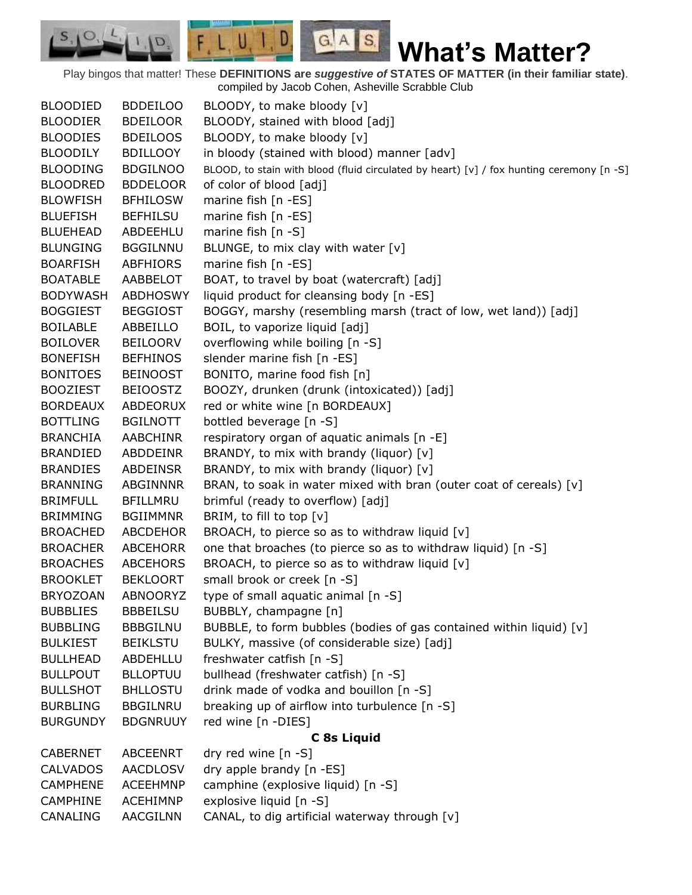# What's Matter?

Play bingos that matter! These **DEFINITIONS are *suggestive of* STATES OF MATTER (in their familiar state)**. compiled by Jacob Cohen, Asheville Scrabble Club

| | | |
|---|---|---|
| BLOODIED | BDDEILOO | BLOODY, to make bloody [v] |
| BLOODIER | BDEILOOR | BLOODY, stained with blood [adj] |
| BLOODIES | BDEILOOS | BLOODY, to make bloody [v] |
| BLOODILY | BDILLOOY | in bloody (stained with blood) manner [adv] |
| BLOODING | BDGILNOO | BLOOD, to stain with blood (fluid circulated by heart) [v] / fox hunting ceremony [n -S] |
| BLOODRED | BDDELOOR | of color of blood [adj] |
| BLOWFISH | BFHILOSW | marine fish [n -ES] |
| BLUEFISH | BEFHILSU | marine fish [n -ES] |
| BLUEHEAD | ABDEEHLU | marine fish [n -S] |
| BLUNGING | BGGILNNU | BLUNGE, to mix clay with water [v] |
| BOARFISH | ABFHIORS | marine fish [n -ES] |
| BOATABLE | AABBELOT | BOAT, to travel by boat (watercraft) [adj] |
| BODYWASH | ABDHOSWY | liquid product for cleansing body [n -ES] |
| BOGGIEST | BEGGIOST | BOGGY, marshy (resembling marsh (tract of low, wet land)) [adj] |
| BOILABLE | ABBEILLO | BOIL, to vaporize liquid [adj] |
| BOILOVER | BEILOORV | overflowing while boiling [n -S] |
| BONEFISH | BEFHINOS | slender marine fish [n -ES] |
| BONITOES | BEINOOST | BONITO, marine food fish [n] |
| BOOZIEST | BEIOOSTZ | BOOZY, drunken (drunk (intoxicated)) [adj] |
| BORDEAUX | ABDEORUX | red or white wine [n BORDEAUX] |
| BOTTLING | BGILNOTT | bottled beverage [n -S] |
| BRANCHIA | AABCHINR | respiratory organ of aquatic animals [n -E] |
| BRANDIED | ABDDEINR | BRANDY, to mix with brandy (liquor) [v] |
| BRANDIES | ABDEINSR | BRANDY, to mix with brandy (liquor) [v] |
| BRANNING | ABGINNNR | BRAN, to soak in water mixed with bran (outer coat of cereals) [v] |
| BRIMFULL | BFILLMRU | brimful (ready to overflow) [adj] |
| BRIMMING | BGIIMMNR | BRIM, to fill to top [v] |
| BROACHED | ABCDEHOR | BROACH, to pierce so as to withdraw liquid [v] |
| BROACHER | ABCEHORR | one that broaches (to pierce so as to withdraw liquid) [n -S] |
| BROACHES | ABCEHORS | BROACH, to pierce so as to withdraw liquid [v] |
| BROOKLET | BEKLOORT | small brook or creek [n -S] |
| BRYOZOAN | ABNOORYZ | type of small aquatic animal [n -S] |
| BUBBLIES | BBBEILSU | BUBBLY, champagne [n] |
| BUBBLING | BBBGILNU | BUBBLE, to form bubbles (bodies of gas contained within liquid) [v] |
| BULKIEST | BEIKLSTU | BULKY, massive (of considerable size) [adj] |
| BULLHEAD | ABDEHLLU | freshwater catfish [n -S] |
| BULLPOUT | BLLOPTUU | bullhead (freshwater catfish) [n -S] |
| BULLSHOT | BHLLOSTU | drink made of vodka and bouillon [n -S] |
| BURBLING | BBGILNRU | breaking up of airflow into turbulence [n -S] |
| BURGUNDY | BDGNRUUY | red wine [n -DIES] |
| | | **C 8s Liquid** |
| CABERNET | ABCEENRT | dry red wine [n -S] |
| CALVADOS | AACDLOSV | dry apple brandy [n -ES] |
| CAMPHENE | ACEEHMNP | camphine (explosive liquid) [n -S] |
| CAMPHINE | ACEHIMNP | explosive liquid [n -S] |
| CANALING | AACGILNN | CANAL, to dig artificial waterway through [v] |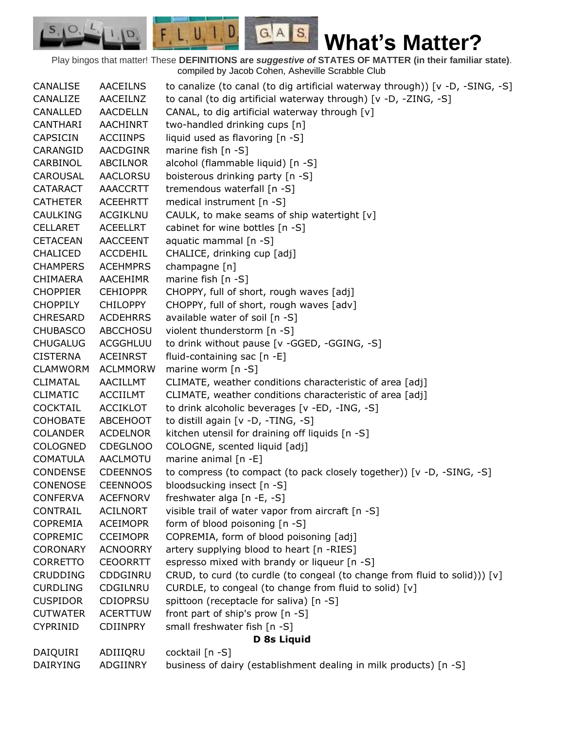# What's Matter?

Play bingos that matter! These **DEFINITIONS are *suggestive of* STATES OF MATTER (in their familiar state)**. compiled by Jacob Cohen, Asheville Scrabble Club

| | | |
|---|---|---|
| CANALISE | AACEILNS | to canalize (to canal (to dig artificial waterway through)) [v -D, -SING, -S] |
| CANALIZE | AACEILNZ | to canal (to dig artificial waterway through) [v -D, -ZING, -S] |
| CANALLED | AACDELLN | CANAL, to dig artificial waterway through [v] |
| CANTHARI | AACHINRT | two-handled drinking cups [n] |
| CAPSICIN | ACCIINPS | liquid used as flavoring [n -S] |
| CARANGID | AACDGINR | marine fish [n -S] |
| CARBINOL | ABCILNOR | alcohol (flammable liquid) [n -S] |
| CAROUSAL | AACLORSU | boisterous drinking party [n -S] |
| CATARACT | AAACCRTT | tremendous waterfall [n -S] |
| CATHETER | ACEEHRTT | medical instrument [n -S] |
| CAULKING | ACGIKLNU | CAULK, to make seams of ship watertight [v] |
| CELLARET | ACEELLRT | cabinet for wine bottles [n -S] |
| CETACEAN | AACCEENT | aquatic mammal [n -S] |
| CHALICED | ACCDEHIL | CHALICE, drinking cup [adj] |
| CHAMPERS | ACEHMPRS | champagne [n] |
| CHIMAERA | AACEHIMR | marine fish [n -S] |
| CHOPPIER | CEHIOPPR | CHOPPY, full of short, rough waves [adj] |
| CHOPPILY | CHILOPPY | CHOPPY, full of short, rough waves [adv] |
| CHRESARD | ACDEHRRS | available water of soil [n -S] |
| CHUBASCO | ABCCHOSU | violent thunderstorm [n -S] |
| CHUGALUG | ACGGHLUU | to drink without pause [v -GGED, -GGING, -S] |
| CISTERNA | ACEINRST | fluid-containing sac [n -E] |
| CLAMWORM | ACLMMORW | marine worm [n -S] |
| CLIMATAL | AACILLMT | CLIMATE, weather conditions characteristic of area [adj] |
| CLIMATIC | ACCIILMT | CLIMATE, weather conditions characteristic of area [adj] |
| COCKTAIL | ACCIKLOT | to drink alcoholic beverages [v -ED, -ING, -S] |
| COHOBATE | ABCEHOOT | to distill again [v -D, -TING, -S] |
| COLANDER | ACDELNOR | kitchen utensil for draining off liquids [n -S] |
| COLOGNED | CDEGLNOO | COLOGNE, scented liquid [adj] |
| COMATULA | AACLMOTU | marine animal [n -E] |
| CONDENSE | CDEENNOS | to compress (to compact (to pack closely together)) [v -D, -SING, -S] |
| CONENOSE | CEENNOOS | bloodsucking insect [n -S] |
| CONFERVA | ACEFNORV | freshwater alga [n -E, -S] |
| CONTRAIL | ACILNORT | visible trail of water vapor from aircraft [n -S] |
| COPREMIA | ACEIMOPR | form of blood poisoning [n -S] |
| COPREMIC | CCEIMOPR | COPREMIA, form of blood poisoning [adj] |
| CORONARY | ACNOORRY | artery supplying blood to heart [n -RIES] |
| CORRETTO | CEOORRTT | espresso mixed with brandy or liqueur [n -S] |
| CRUDDING | CDDGINRU | CRUD, to curd (to curdle (to congeal (to change from fluid to solid))) [v] |
| CURDLING | CDGILNRU | CURDLE, to congeal (to change from fluid to solid) [v] |
| CUSPIDOR | CDIOPRSU | spittoon (receptacle for saliva) [n -S] |
| CUTWATER | ACERTTUW | front part of ship's prow [n -S] |
| CYPRINID | CDIINPRY | small freshwater fish [n -S] |

**D 8s Liquid**

| | | |
|---|---|---|
| DAIQUIRI | ADIIIQRU | cocktail [n -S] |
| DAIRYING | ADGIINRY | business of dairy (establishment dealing in milk products) [n -S] |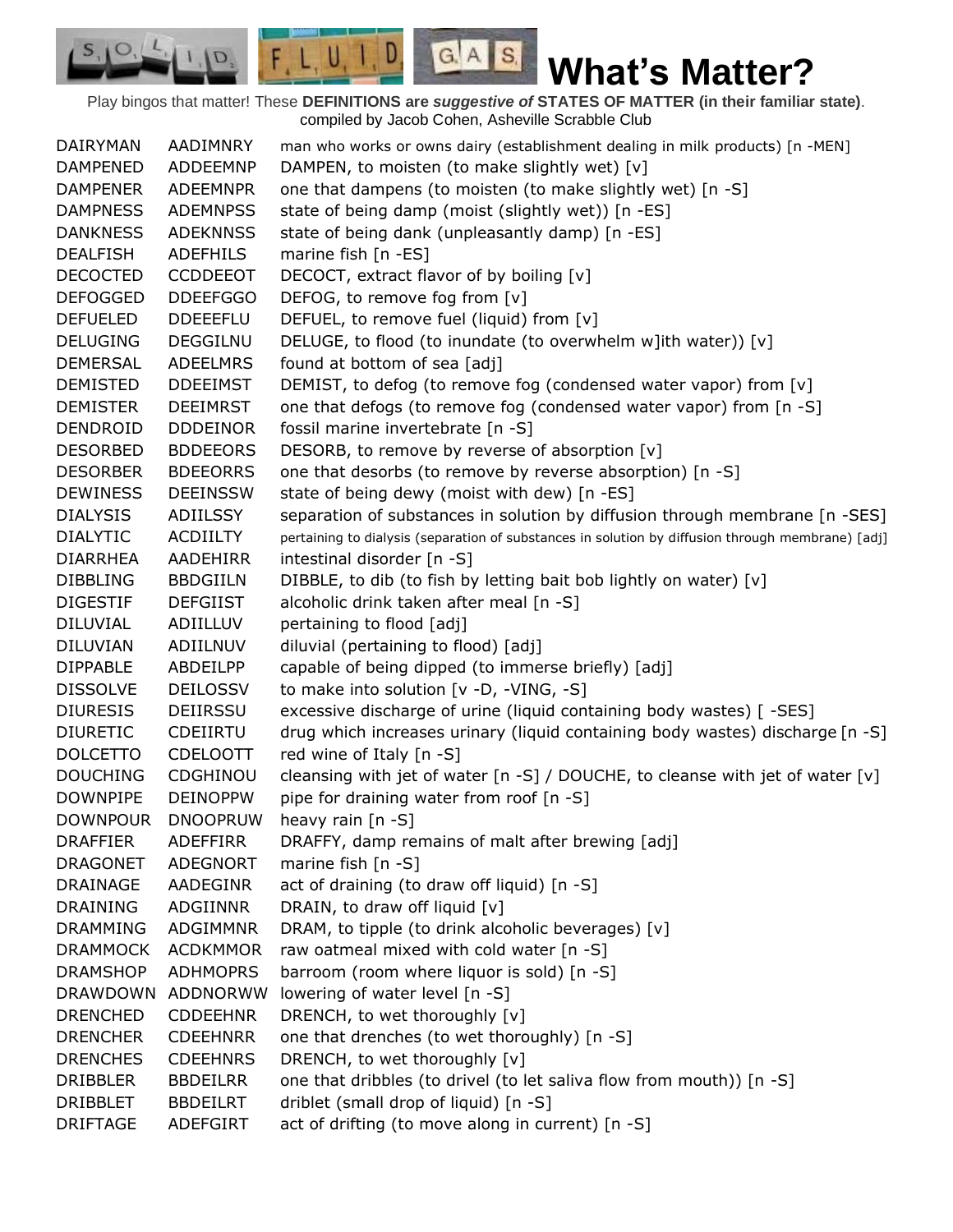# What's Matter?

Play bingos that matter! These **DEFINITIONS are *suggestive of* STATES OF MATTER (in their familiar state)**. compiled by Jacob Cohen, Asheville Scrabble Club

| | | |
|---|---|---|
| DAIRYMAN | AADIMNRY | man who works or owns dairy (establishment dealing in milk products) [n -MEN] |
| DAMPENED | ADDEEMNP | DAMPEN, to moisten (to make slightly wet) [v] |
| DAMPENER | ADEEMNPR | one that dampens (to moisten (to make slightly wet) [n -S] |
| DAMPNESS | ADEMNPSS | state of being damp (moist (slightly wet)) [n -ES] |
| DANKNESS | ADEKNNSS | state of being dank (unpleasantly damp) [n -ES] |
| DEALFISH | ADEFHILS | marine fish [n -ES] |
| DECOCTED | CCDDEEOT | DECOCT, extract flavor of by boiling [v] |
| DEFOGGED | DDEEFGGO | DEFOG, to remove fog from [v] |
| DEFUELED | DDEEEFLU | DEFUEL, to remove fuel (liquid) from [v] |
| DELUGING | DEGGILNU | DELUGE, to flood (to inundate (to overwhelm w]ith water)) [v] |
| DEMERSAL | ADEELMRS | found at bottom of sea [adj] |
| DEMISTED | DDEEIMST | DEMIST, to defog (to remove fog (condensed water vapor) from [v] |
| DEMISTER | DEEIMRST | one that defogs (to remove fog (condensed water vapor) from [n -S] |
| DENDROID | DDDEINOR | fossil marine invertebrate [n -S] |
| DESORBED | BDDEEORS | DESORB, to remove by reverse of absorption [v] |
| DESORBER | BDEEORRS | one that desorbs (to remove by reverse absorption) [n -S] |
| DEWINESS | DEEINSSW | state of being dewy (moist with dew) [n -ES] |
| DIALYSIS | ADIILSSY | separation of substances in solution by diffusion through membrane [n -SES] |
| DIALYTIC | ACDIILTY | pertaining to dialysis (separation of substances in solution by diffusion through membrane) [adj] |
| DIARRHEA | AADEHIRR | intestinal disorder [n -S] |
| DIBBLING | BBDGIILN | DIBBLE, to dib (to fish by letting bait bob lightly on water) [v] |
| DIGESTIF | DEFGIIST | alcoholic drink taken after meal [n -S] |
| DILUVIAL | ADIILLUV | pertaining to flood [adj] |
| DILUVIAN | ADIILNUV | diluvial (pertaining to flood) [adj] |
| DIPPABLE | ABDEILPP | capable of being dipped (to immerse briefly) [adj] |
| DISSOLVE | DEILOSSV | to make into solution [v -D, -VING, -S] |
| DIURESIS | DEIIRSSU | excessive discharge of urine (liquid containing body wastes) [ -SES] |
| DIURETIC | CDEIIRTU | drug which increases urinary (liquid containing body wastes) discharge [n -S] |
| DOLCETTO | CDELOOTT | red wine of Italy [n -S] |
| DOUCHING | CDGHINOU | cleansing with jet of water [n -S] / DOUCHE, to cleanse with jet of water [v] |
| DOWNPIPE | DEINOPPW | pipe for draining water from roof [n -S] |
| DOWNPOUR | DNOOPRUW | heavy rain [n -S] |
| DRAFFIER | ADEFFIRR | DRAFFY, damp remains of malt after brewing [adj] |
| DRAGONET | ADEGNORT | marine fish [n -S] |
| DRAINAGE | AADEGINR | act of draining (to draw off liquid) [n -S] |
| DRAINING | ADGIINNR | DRAIN, to draw off liquid [v] |
| DRAMMING | ADGIMMNR | DRAM, to tipple (to drink alcoholic beverages) [v] |
| DRAMMOCK | ACDKMMOR | raw oatmeal mixed with cold water [n -S] |
| DRAMSHOP | ADHMOPRS | barroom (room where liquor is sold) [n -S] |
| DRAWDOWN | ADDNORWW | lowering of water level [n -S] |
| DRENCHED | CDDEEHNR | DRENCH, to wet thoroughly [v] |
| DRENCHER | CDEEHNRR | one that drenches (to wet thoroughly) [n -S] |
| DRENCHES | CDEEHNRS | DRENCH, to wet thoroughly [v] |
| DRIBBLER | BBDEILRR | one that dribbles (to drivel (to let saliva flow from mouth)) [n -S] |
| DRIBBLET | BBDEILRT | driblet (small drop of liquid) [n -S] |
| DRIFTAGE | ADEFGIRT | act of drifting (to move along in current) [n -S] |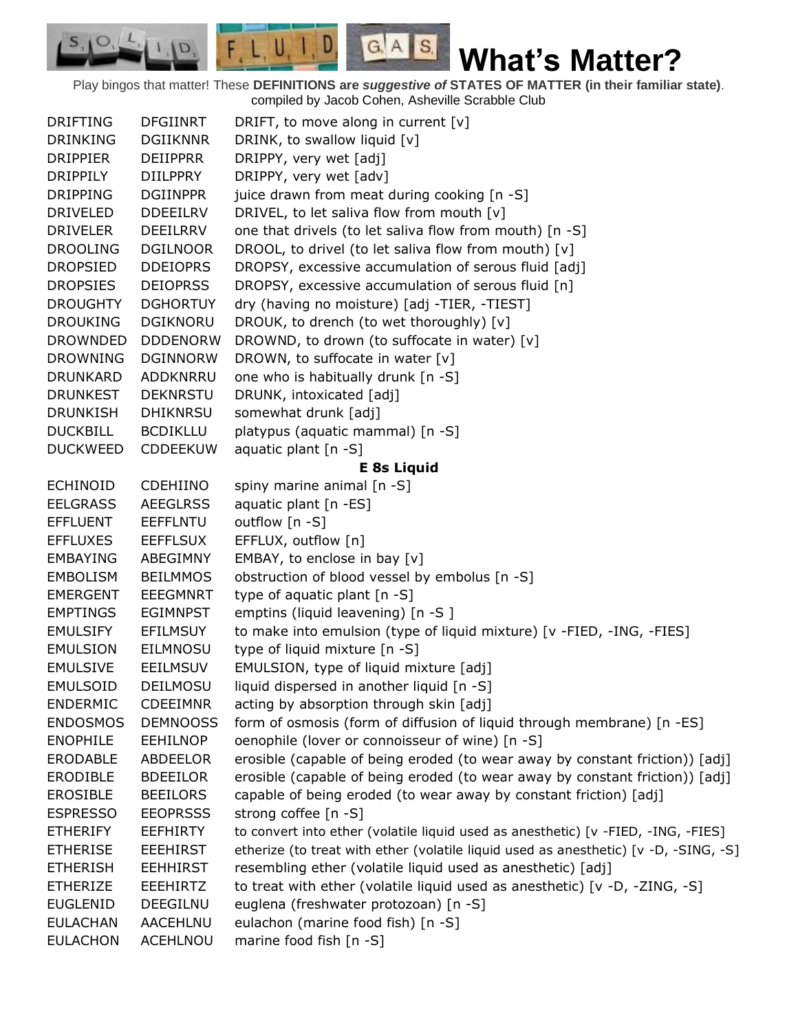# What's Matter?

Play bingos that matter! These **DEFINITIONS are *suggestive of* STATES OF MATTER (in their familiar state)**.
compiled by Jacob Cohen, Asheville Scrabble Club

| | | |
|---|---|---|
| DRIFTING | DFGIINRT | DRIFT, to move along in current [v] |
| DRINKING | DGIIKNNR | DRINK, to swallow liquid [v] |
| DRIPPIER | DEIIPPRR | DRIPPY, very wet [adj] |
| DRIPPILY | DIILPPRY | DRIPPY, very wet [adv] |
| DRIPPING | DGIINPPR | juice drawn from meat during cooking [n -S] |
| DRIVELED | DDEEILRV | DRIVEL, to let saliva flow from mouth [v] |
| DRIVELER | DEEILRRV | one that drivels (to let saliva flow from mouth) [n -S] |
| DROOLING | DGILNOOR | DROOL, to drivel (to let saliva flow from mouth) [v] |
| DROPSIED | DDEIOPRS | DROPSY, excessive accumulation of serous fluid [adj] |
| DROPSIES | DEIOPRSS | DROPSY, excessive accumulation of serous fluid [n] |
| DROUGHTY | DGHORTUY | dry (having no moisture) [adj -TIER, -TIEST] |
| DROUKING | DGIKNORU | DROUK, to drench (to wet thoroughly) [v] |
| DROWNDED | DDDENORW | DROWND, to drown (to suffocate in water) [v] |
| DROWNING | DGINNORW | DROWN, to suffocate in water [v] |
| DRUNKARD | ADDKNRRU | one who is habitually drunk [n -S] |
| DRUNKEST | DEKNRSTU | DRUNK, intoxicated [adj] |
| DRUNKISH | DHIKNRSU | somewhat drunk [adj] |
| DUCKBILL | BCDIKLLU | platypus (aquatic mammal) [n -S] |
| DUCKWEED | CDDEEKUW | aquatic plant [n -S] |
| | | **E 8s Liquid** |
| ECHINOID | CDEHIINO | spiny marine animal [n -S] |
| EELGRASS | AEEGLRSS | aquatic plant [n -ES] |
| EFFLUENT | EEFFLNTU | outflow [n -S] |
| EFFLUXES | EEFFLSUX | EFFLUX, outflow [n] |
| EMBAYING | ABEGIMNY | EMBAY, to enclose in bay [v] |
| EMBOLISM | BEILMMOS | obstruction of blood vessel by embolus [n -S] |
| EMERGENT | EEEGMNRT | type of aquatic plant [n -S] |
| EMPTINGS | EGIMNPST | emptins (liquid leavening) [n -S ] |
| EMULSIFY | EFILMSUY | to make into emulsion (type of liquid mixture) [v -FIED, -ING, -FIES] |
| EMULSION | EILMNOSU | type of liquid mixture [n -S] |
| EMULSIVE | EEILMSUV | EMULSION, type of liquid mixture [adj] |
| EMULSOID | DEILMOSU | liquid dispersed in another liquid [n -S] |
| ENDERMIC | CDEEIMNR | acting by absorption through skin [adj] |
| ENDOSMOS | DEMNOOSS | form of osmosis (form of diffusion of liquid through membrane) [n -ES] |
| ENOPHILE | EEHILNOP | oenophile (lover or connoisseur of wine) [n -S] |
| ERODABLE | ABDEELOR | erosible (capable of being eroded (to wear away by constant friction)) [adj] |
| ERODIBLE | BDEEILOR | erosible (capable of being eroded (to wear away by constant friction)) [adj] |
| EROSIBLE | BEEILORS | capable of being eroded (to wear away by constant friction) [adj] |
| ESPRESSO | EEOPRSSS | strong coffee [n -S] |
| ETHERIFY | EEFHIRTY | to convert into ether (volatile liquid used as anesthetic) [v -FIED, -ING, -FIES] |
| ETHERISE | EEEHIRST | etherize (to treat with ether (volatile liquid used as anesthetic) [v -D, -SING, -S] |
| ETHERISH | EEHHIRST | resembling ether (volatile liquid used as anesthetic) [adj] |
| ETHERIZE | EEEHIRTZ | to treat with ether (volatile liquid used as anesthetic) [v -D, -ZING, -S] |
| EUGLENID | DEEGILNU | euglena (freshwater protozoan) [n -S] |
| EULACHAN | AACEHLNU | eulachon (marine food fish) [n -S] |
| EULACHON | ACEHLNOU | marine food fish [n -S] |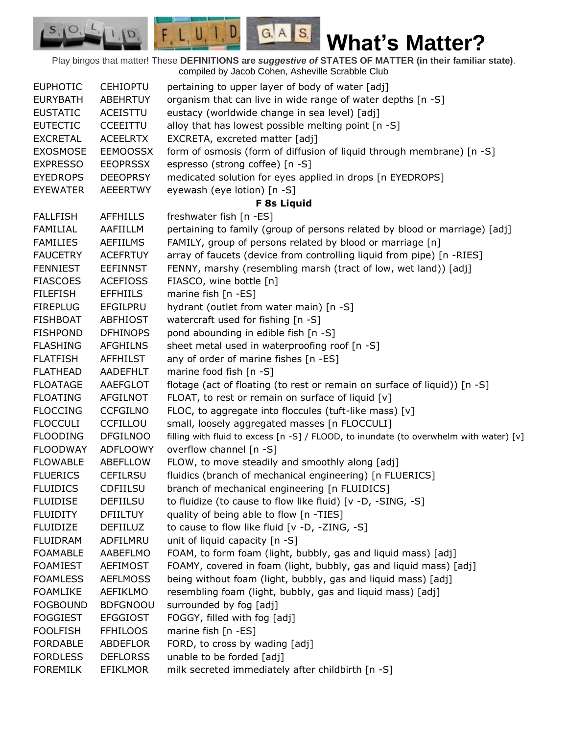# What's Matter?

Play bingos that matter! These **DEFINITIONS are *suggestive of* STATES OF MATTER (in their familiar state)**. compiled by Jacob Cohen, Asheville Scrabble Club

| | | |
|---|---|---|
| EUPHOTIC | CEHIOPTU | pertaining to upper layer of body of water [adj] |
| EURYBATH | ABEHRTUY | organism that can live in wide range of water depths [n -S] |
| EUSTATIC | ACEISTTU | eustacy (worldwide change in sea level) [adj] |
| EUTECTIC | CCEEITTU | alloy that has lowest possible melting point [n -S] |
| EXCRETAL | ACEELRTX | EXCRETA, excreted matter [adj] |
| EXOSMOSE | EEMOOSSX | form of osmosis (form of diffusion of liquid through membrane) [n -S] |
| EXPRESSO | EEOPRSSX | espresso (strong coffee) [n -S] |
| EYEDROPS | DEEOPRSY | medicated solution for eyes applied in drops [n EYEDROPS] |
| EYEWATER | AEEERTWY | eyewash (eye lotion) [n -S] |
| | | **F 8s Liquid** |
| FALLFISH | AFFHILLS | freshwater fish [n -ES] |
| FAMILIAL | AAFIILLM | pertaining to family (group of persons related by blood or marriage) [adj] |
| FAMILIES | AEFIILMS | FAMILY, group of persons related by blood or marriage [n] |
| FAUCETRY | ACEFRTUY | array of faucets (device from controlling liquid from pipe) [n -RIES] |
| FENNIEST | EEFINNST | FENNY, marshy (resembling marsh (tract of low, wet land)) [adj] |
| FIASCOES | ACEFIOSS | FIASCO, wine bottle [n] |
| FILEFISH | EFFHIILS | marine fish [n -ES] |
| FIREPLUG | EFGILPRU | hydrant (outlet from water main) [n -S] |
| FISHBOAT | ABFHIOST | watercraft used for fishing [n -S] |
| FISHPOND | DFHINOPS | pond abounding in edible fish [n -S] |
| FLASHING | AFGHILNS | sheet metal used in waterproofing roof [n -S] |
| FLATFISH | AFFHILST | any of order of marine fishes [n -ES] |
| FLATHEAD | AADEFHLT | marine food fish [n -S] |
| FLOATAGE | AAEFGLOT | flotage (act of floating (to rest or remain on surface of liquid)) [n -S] |
| FLOATING | AFGILNOT | FLOAT, to rest or remain on surface of liquid [v] |
| FLOCCING | CCFGILNO | FLOC, to aggregate into floccules (tuft-like mass) [v] |
| FLOCCULI | CCFILLOU | small, loosely aggregated masses [n FLOCCULI] |
| FLOODING | DFGILNOO | filling with fluid to excess [n -S] / FLOOD, to inundate (to overwhelm with water) [v] |
| FLOODWAY | ADFLOOWY | overflow channel [n -S] |
| FLOWABLE | ABEFLLOW | FLOW, to move steadily and smoothly along [adj] |
| FLUERICS | CEFILRSU | fluidics (branch of mechanical engineering) [n FLUERICS] |
| FLUIDICS | CDFIILSU | branch of mechanical engineering [n FLUIDICS] |
| FLUIDISE | DEFIILSU | to fluidize (to cause to flow like fluid) [v -D, -SING, -S] |
| FLUIDITY | DFIILTUY | quality of being able to flow [n -TIES] |
| FLUIDIZE | DEFIILUZ | to cause to flow like fluid [v -D, -ZING, -S] |
| FLUIDRAM | ADFILMRU | unit of liquid capacity [n -S] |
| FOAMABLE | AABEFLMO | FOAM, to form foam (light, bubbly, gas and liquid mass) [adj] |
| FOAMIEST | AEFIMOST | FOAMY, covered in foam (light, bubbly, gas and liquid mass) [adj] |
| FOAMLESS | AEFLMOSS | being without foam (light, bubbly, gas and liquid mass) [adj] |
| FOAMLIKE | AEFIKLMO | resembling foam (light, bubbly, gas and liquid mass) [adj] |
| FOGBOUND | BDFGNOOU | surrounded by fog [adj] |
| FOGGIEST | EFGGIOST | FOGGY, filled with fog [adj] |
| FOOLFISH | FFHILOOS | marine fish [n -ES] |
| FORDABLE | ABDEFLOR | FORD, to cross by wading [adj] |
| FORDLESS | DEFLORSS | unable to be forded [adj] |
| FOREMILK | EFIKLMOR | milk secreted immediately after childbirth [n -S] |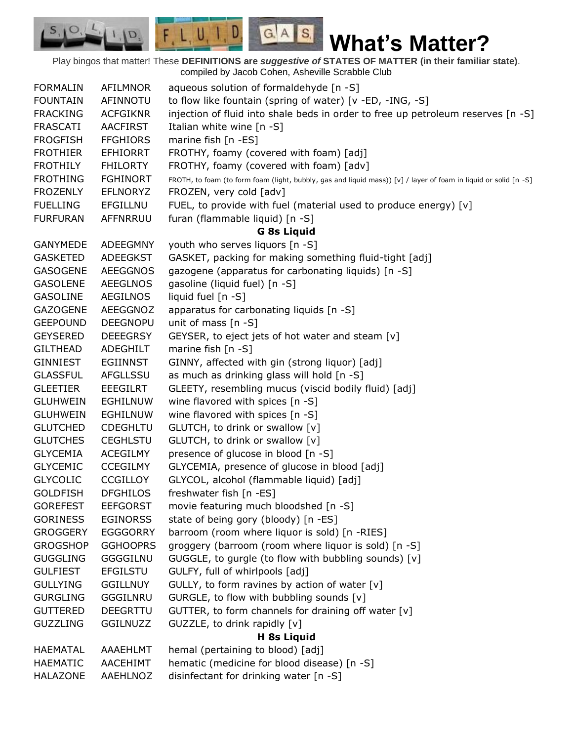# What's Matter?

Play bingos that matter! These **DEFINITIONS are *suggestive of* STATES OF MATTER (in their familiar state)**. compiled by Jacob Cohen, Asheville Scrabble Club

| | | |
|---|---|---|
| FORMALIN | AFILMNOR | aqueous solution of formaldehyde [n -S] |
| FOUNTAIN | AFINNOTU | to flow like fountain (spring of water) [v -ED, -ING, -S] |
| FRACKING | ACFGIKNR | injection of fluid into shale beds in order to free up petroleum reserves [n -S] |
| FRASCATI | AACFIRST | Italian white wine [n -S] |
| FROGFISH | FFGHIORS | marine fish [n -ES] |
| FROTHIER | EFHIORRT | FROTHY, foamy (covered with foam) [adj] |
| FROTHILY | FHILORTY | FROTHY, foamy (covered with foam) [adv] |
| FROTHING | FGHINORT | FROTH, to foam (to form foam (light, bubbly, gas and liquid mass)) [v] / layer of foam in liquid or solid [n -S] |
| FROZENLY | EFLNORYZ | FROZEN, very cold [adv] |
| FUELLING | EFGILLNU | FUEL, to provide with fuel (material used to produce energy) [v] |
| FURFURAN | AFFNRRUU | furan (flammable liquid) [n -S] |

**G 8s Liquid**

| | | |
|---|---|---|
| GANYMEDE | ADEEGMNY | youth who serves liquors [n -S] |
| GASKETED | ADEEGKST | GASKET, packing for making something fluid-tight [adj] |
| GASOGENE | AEEGGNOS | gazogene (apparatus for carbonating liquids) [n -S] |
| GASOLENE | AEEGLNOS | gasoline (liquid fuel) [n -S] |
| GASOLINE | AEGILNOS | liquid fuel [n -S] |
| GAZOGENE | AEEGGNOZ | apparatus for carbonating liquids [n -S] |
| GEEPOUND | DEEGNOPU | unit of mass [n -S] |
| GEYSERED | DEEEGRSY | GEYSER, to eject jets of hot water and steam [v] |
| GILTHEAD | ADEGHILT | marine fish [n -S] |
| GINNIEST | EGIINNST | GINNY, affected with gin (strong liquor) [adj] |
| GLASSFUL | AFGLLSSU | as much as drinking glass will hold [n -S] |
| GLEETIER | EEEGILRT | GLEETY, resembling mucus (viscid bodily fluid) [adj] |
| GLUHWEIN | EGHILNUW | wine flavored with spices [n -S] |
| GLUHWEIN | EGHILNUW | wine flavored with spices [n -S] |
| GLUTCHED | CDEGHLTU | GLUTCH, to drink or swallow [v] |
| GLUTCHES | CEGHLSTU | GLUTCH, to drink or swallow [v] |
| GLYCEMIA | ACEGILMY | presence of glucose in blood [n -S] |
| GLYCEMIC | CCEGILMY | GLYCEMIA, presence of glucose in blood [adj] |
| GLYCOLIC | CCGILLOY | GLYCOL, alcohol (flammable liquid) [adj] |
| GOLDFISH | DFGHILOS | freshwater fish [n -ES] |
| GOREFEST | EEFGORST | movie featuring much bloodshed [n -S] |
| GORINESS | EGINORSS | state of being gory (bloody) [n -ES] |
| GROGGERY | EGGGORRY | barroom (room where liquor is sold) [n -RIES] |
| GROGSHOP | GGHOOPRS | groggery (barroom (room where liquor is sold) [n -S] |
| GUGGLING | GGGGILNU | GUGGLE, to gurgle (to flow with bubbling sounds) [v] |
| GULFIEST | EFGILSTU | GULFY, full of whirlpools [adj] |
| GULLYING | GGILLNUY | GULLY, to form ravines by action of water [v] |
| GURGLING | GGGILNRU | GURGLE, to flow with bubbling sounds [v] |
| GUTTERED | DEEGRTTU | GUTTER, to form channels for draining off water [v] |
| GUZZLING | GGILNUZZ | GUZZLE, to drink rapidly [v] |

**H 8s Liquid**

| | | |
|---|---|---|
| HAEMATAL | AAAEHLMT | hemal (pertaining to blood) [adj] |
| HAEMATIC | AACEHIMT | hematic (medicine for blood disease) [n -S] |
| HALAZONE | AAEHLNOZ | disinfectant for drinking water [n -S] |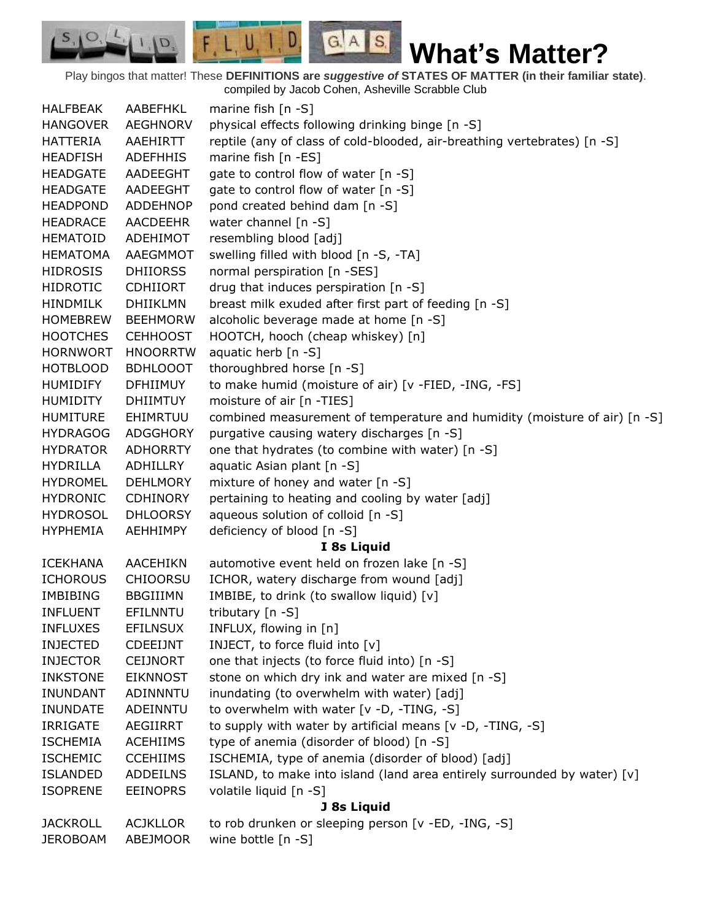# What's Matter?

Play bingos that matter! These **DEFINITIONS are *suggestive of* STATES OF MATTER (in their familiar state)**.
compiled by Jacob Cohen, Asheville Scrabble Club

| | | |
|---|---|---|
| HALFBEAK | AABEFHKL | marine fish [n -S] |
| HANGOVER | AEGHNORV | physical effects following drinking binge [n -S] |
| HATTERIA | AAEHIRTT | reptile (any of class of cold-blooded, air-breathing vertebrates) [n -S] |
| HEADFISH | ADEFHHIS | marine fish [n -ES] |
| HEADGATE | AADEEGHT | gate to control flow of water [n -S] |
| HEADGATE | AADEEGHT | gate to control flow of water [n -S] |
| HEADPOND | ADDEHNOP | pond created behind dam [n -S] |
| HEADRACE | AACDEEHR | water channel [n -S] |
| HEMATOID | ADEHIMOT | resembling blood [adj] |
| HEMATOMA | AAEGMMOT | swelling filled with blood [n -S, -TA] |
| HIDROSIS | DHIIORSS | normal perspiration [n -SES] |
| HIDROTIC | CDHIIORT | drug that induces perspiration [n -S] |
| HINDMILK | DHIIKLMN | breast milk exuded after first part of feeding [n -S] |
| HOMEBREW | BEEHMORW | alcoholic beverage made at home [n -S] |
| HOOTCHES | CEHHOOST | HOOTCH, hooch (cheap whiskey) [n] |
| HORNWORT | HNOORRTW | aquatic herb [n -S] |
| HOTBLOOD | BDHLOOOT | thoroughbred horse [n -S] |
| HUMIDIFY | DFHIIMUY | to make humid (moisture of air) [v -FIED, -ING, -FS] |
| HUMIDITY | DHIIMTUY | moisture of air [n -TIES] |
| HUMITURE | EHIMRTUU | combined measurement of temperature and humidity (moisture of air) [n -S] |
| HYDRAGOG | ADGGHORY | purgative causing watery discharges [n -S] |
| HYDRATOR | ADHORRTY | one that hydrates (to combine with water) [n -S] |
| HYDRILLA | ADHILLRY | aquatic Asian plant [n -S] |
| HYDROMEL | DEHLMORY | mixture of honey and water [n -S] |
| HYDRONIC | CDHINORY | pertaining to heating and cooling by water [adj] |
| HYDROSOL | DHLOORSY | aqueous solution of colloid [n -S] |
| HYPHEMIA | AEHHIMPY | deficiency of blood [n -S] |

**I 8s Liquid**

| | | |
|---|---|---|
| ICEKHANA | AACEHIKN | automotive event held on frozen lake [n -S] |
| ICHOROUS | CHIOORSU | ICHOR, watery discharge from wound [adj] |
| IMBIBING | BBGIIIMN | IMBIBE, to drink (to swallow liquid) [v] |
| INFLUENT | EFILNNTU | tributary [n -S] |
| INFLUXES | EFILNSUX | INFLUX, flowing in [n] |
| INJECTED | CDEEIJNT | INJECT, to force fluid into [v] |
| INJECTOR | CEIJNORT | one that injects (to force fluid into) [n -S] |
| INKSTONE | EIKNNOST | stone on which dry ink and water are mixed [n -S] |
| INUNDANT | ADINNNTU | inundating (to overwhelm with water) [adj] |
| INUNDATE | ADEINNTU | to overwhelm with water [v -D, -TING, -S] |
| IRRIGATE | AEGIIRRT | to supply with water by artificial means [v -D, -TING, -S] |
| ISCHEMIA | ACEHIIMS | type of anemia (disorder of blood) [n -S] |
| ISCHEMIC | CCEHIIMS | ISCHEMIA, type of anemia (disorder of blood) [adj] |
| ISLANDED | ADDEILNS | ISLAND, to make into island (land area entirely surrounded by water) [v] |
| ISOPRENE | EEINOPRS | volatile liquid [n -S] |

**J 8s Liquid**

| | | |
|---|---|---|
| JACKROLL | ACJKLLOR | to rob drunken or sleeping person [v -ED, -ING, -S] |
| JEROBOAM | ABEJMOOR | wine bottle [n -S] |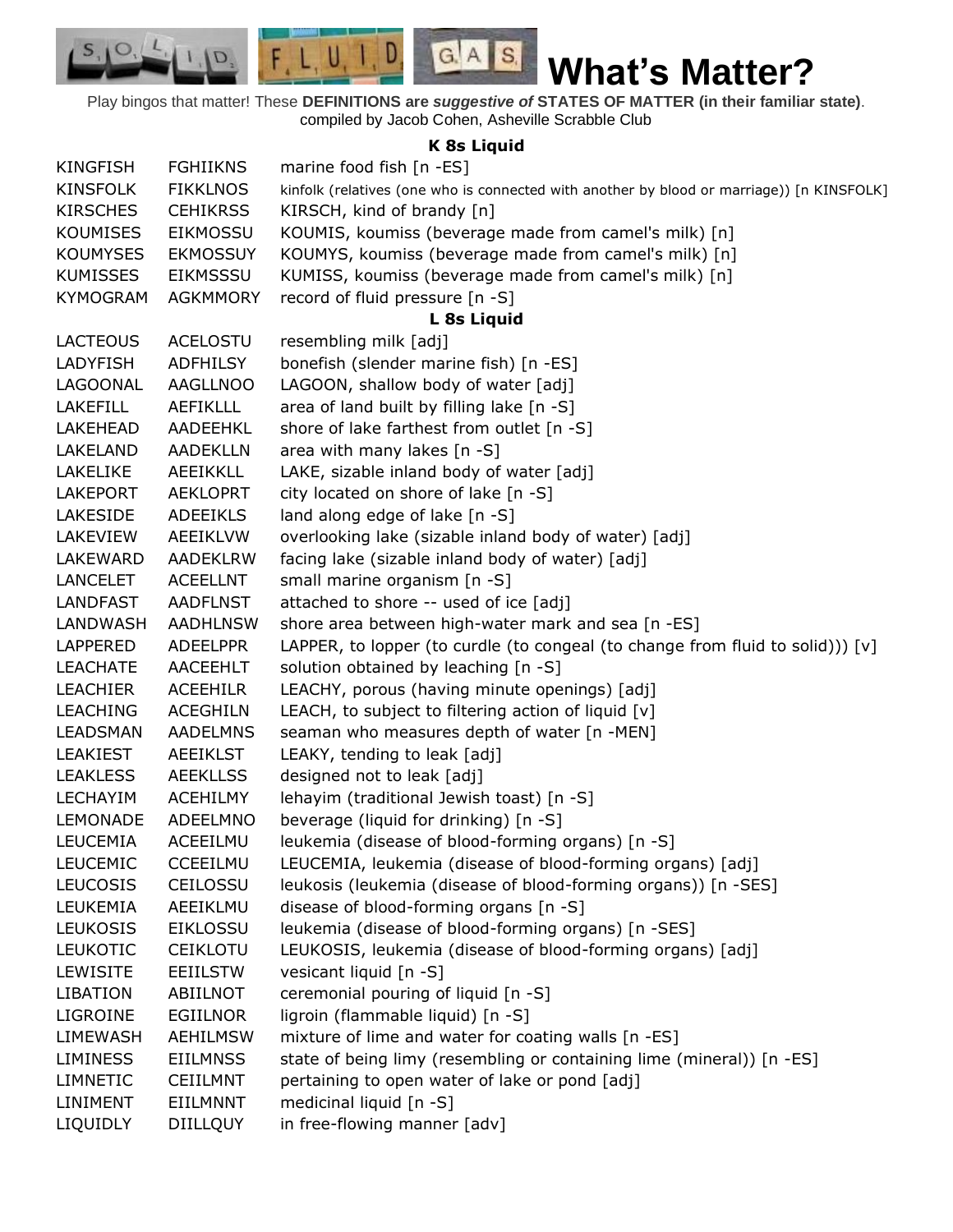# What's Matter?

Play bingos that matter! These **DEFINITIONS are *suggestive of* STATES OF MATTER (in their familiar state)**. compiled by Jacob Cohen, Asheville Scrabble Club

**K 8s Liquid**

| | | |
|---|---|---|
| KINGFISH | FGHIIKNS | marine food fish [n -ES] |
| KINSFOLK | FIKKLNOS | kinfolk (relatives (one who is connected with another by blood or marriage)) [n KINSFOLK] |
| KIRSCHES | CEHIKRSS | KIRSCH, kind of brandy [n] |
| KOUMISES | EIKMOSSU | KOUMIS, koumiss (beverage made from camel's milk) [n] |
| KOUMYSES | EKMOSSUY | KOUMYS, koumiss (beverage made from camel's milk) [n] |
| KUMISSES | EIKMSSSU | KUMISS, koumiss (beverage made from camel's milk) [n] |
| KYMOGRAM | AGKMMORY | record of fluid pressure [n -S] |

**L 8s Liquid**

| | | |
|---|---|---|
| LACTEOUS | ACELOSTU | resembling milk [adj] |
| LADYFISH | ADFHILSY | bonefish (slender marine fish) [n -ES] |
| LAGOONAL | AAGLLNOO | LAGOON, shallow body of water [adj] |
| LAKEFILL | AEFIKLLL | area of land built by filling lake [n -S] |
| LAKEHEAD | AADEEHKL | shore of lake farthest from outlet [n -S] |
| LAKELAND | AADEKLLN | area with many lakes [n -S] |
| LAKELIKE | AEEIKKLL | LAKE, sizable inland body of water [adj] |
| LAKEPORT | AEKLOPRT | city located on shore of lake [n -S] |
| LAKESIDE | ADEEIKLS | land along edge of lake [n -S] |
| LAKEVIEW | AEEIKLVW | overlooking lake (sizable inland body of water) [adj] |
| LAKEWARD | AADEKLRW | facing lake (sizable inland body of water) [adj] |
| LANCELET | ACEELLNT | small marine organism [n -S] |
| LANDFAST | AADFLNST | attached to shore -- used of ice [adj] |
| LANDWASH | AADHLNSW | shore area between high-water mark and sea [n -ES] |
| LAPPERED | ADEELPPR | LAPPER, to lopper (to curdle (to congeal (to change from fluid to solid))) [v] |
| LEACHATE | AACEEHLT | solution obtained by leaching [n -S] |
| LEACHIER | ACEEHILR | LEACHY, porous (having minute openings) [adj] |
| LEACHING | ACEGHILN | LEACH, to subject to filtering action of liquid [v] |
| LEADSMAN | AADELMNS | seaman who measures depth of water [n -MEN] |
| LEAKIEST | AEEIKLST | LEAKY, tending to leak [adj] |
| LEAKLESS | AEEKLLSS | designed not to leak [adj] |
| LECHAYIM | ACEHILMY | lehayim (traditional Jewish toast) [n -S] |
| LEMONADE | ADEELMNO | beverage (liquid for drinking) [n -S] |
| LEUCEMIA | ACEEILMU | leukemia (disease of blood-forming organs) [n -S] |
| LEUCEMIC | CCEEILMU | LEUCEMIA, leukemia (disease of blood-forming organs) [adj] |
| LEUCOSIS | CEILOSSU | leukosis (leukemia (disease of blood-forming organs)) [n -SES] |
| LEUKEMIA | AEEIKLMU | disease of blood-forming organs [n -S] |
| LEUKOSIS | EIKLOSSU | leukemia (disease of blood-forming organs) [n -SES] |
| LEUKOTIC | CEIKLOTU | LEUKOSIS, leukemia (disease of blood-forming organs) [adj] |
| LEWISITE | EEIILSTW | vesicant liquid [n -S] |
| LIBATION | ABIILNOT | ceremonial pouring of liquid [n -S] |
| LIGROINE | EGIILNOR | ligroin (flammable liquid) [n -S] |
| LIMEWASH | AEHILMSW | mixture of lime and water for coating walls [n -ES] |
| LIMINESS | EIILMNSS | state of being limy (resembling or containing lime (mineral)) [n -ES] |
| LIMNETIC | CEIILMNT | pertaining to open water of lake or pond [adj] |
| LINIMENT | EIILMNNT | medicinal liquid [n -S] |
| LIQUIDLY | DIILLQUY | in free-flowing manner [adv] |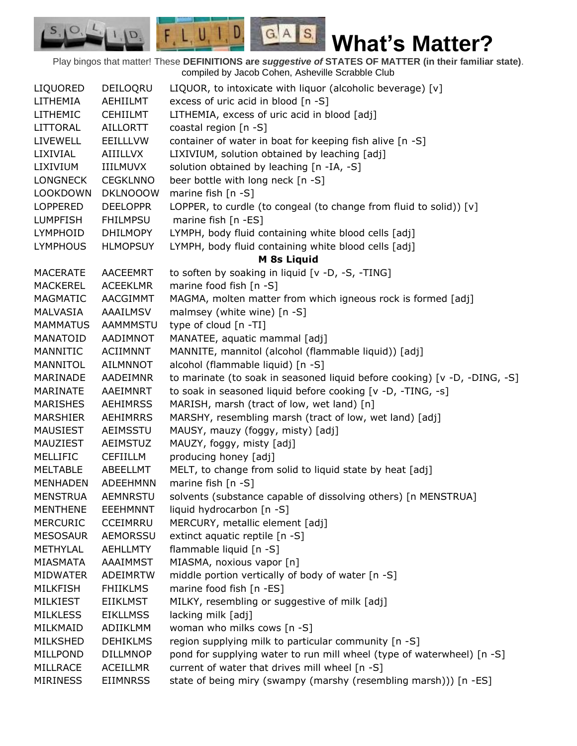# What's Matter?

Play bingos that matter! These **DEFINITIONS are *suggestive of* STATES OF MATTER (in their familiar state)**.
compiled by Jacob Cohen, Asheville Scrabble Club

| | | |
|---|---|---|
| LIQUORED | DEILOQRU | LIQUOR, to intoxicate with liquor (alcoholic beverage) [v] |
| LITHEMIA | AEHIILMT | excess of uric acid in blood [n -S] |
| LITHEMIC | CEHIILMT | LITHEMIA, excess of uric acid in blood [adj] |
| LITTORAL | AILLORTT | coastal region [n -S] |
| LIVEWELL | EEILLLVW | container of water in boat for keeping fish alive [n -S] |
| LIXIVIAL | AIIILLVX | LIXIVIUM, solution obtained by leaching [adj] |
| LIXIVIUM | IIILMUVX | solution obtained by leaching [n -IA, -S] |
| LONGNECK | CEGKLNNO | beer bottle with long neck [n -S] |
| LOOKDOWN | DKLNOOOW | marine fish [n -S] |
| LOPPERED | DEELOPPR | LOPPER, to curdle (to congeal (to change from fluid to solid)) [v] |
| LUMPFISH | FHILMPSU | marine fish [n -ES] |
| LYMPHOID | DHILMOPY | LYMPH, body fluid containing white blood cells [adj] |
| LYMPHOUS | HLMOPSUY | LYMPH, body fluid containing white blood cells [adj] |
| | | **M 8s Liquid** |
| MACERATE | AACEEMRT | to soften by soaking in liquid [v -D, -S, -TING] |
| MACKEREL | ACEEKLMR | marine food fish [n -S] |
| MAGMATIC | AACGIMMT | MAGMA, molten matter from which igneous rock is formed [adj] |
| MALVASIA | AAAILMSV | malmsey (white wine) [n -S] |
| MAMMATUS | AAMMMSTU | type of cloud [n -TI] |
| MANATOID | AADIMNOT | MANATEE, aquatic mammal [adj] |
| MANNITIC | ACIIMNNT | MANNITE, mannitol (alcohol (flammable liquid)) [adj] |
| MANNITOL | AILMNNOT | alcohol (flammable liquid) [n -S] |
| MARINADE | AADEIMNR | to marinate (to soak in seasoned liquid before cooking) [v -D, -DING, -S] |
| MARINATE | AAEIMNRT | to soak in seasoned liquid before cooking [v -D, -TING, -s] |
| MARISHES | AEHIMRSS | MARISH, marsh (tract of low, wet land) [n] |
| MARSHIER | AEHIMRRS | MARSHY, resembling marsh (tract of low, wet land) [adj] |
| MAUSIEST | AEIMSSTU | MAUSY, mauzy (foggy, misty) [adj] |
| MAUZIEST | AEIMSTUZ | MAUZY, foggy, misty [adj] |
| MELLIFIC | CEFIILLM | producing honey [adj] |
| MELTABLE | ABEELLMT | MELT, to change from solid to liquid state by heat [adj] |
| MENHADEN | ADEEHMNN | marine fish [n -S] |
| MENSTRUA | AEMNRSTU | solvents (substance capable of dissolving others) [n MENSTRUA] |
| MENTHENE | EEEHMNNT | liquid hydrocarbon [n -S] |
| MERCURIC | CCEIMRRU | MERCURY, metallic element [adj] |
| MESOSAUR | AEMORSSU | extinct aquatic reptile [n -S] |
| METHYLAL | AEHLLMTY | flammable liquid [n -S] |
| MIASMATA | AAAIMMST | MIASMA, noxious vapor [n] |
| MIDWATER | ADEIMRTW | middle portion vertically of body of water [n -S] |
| MILKFISH | FHIIKLMS | marine food fish [n -ES] |
| MILKIEST | EIIKLMST | MILKY, resembling or suggestive of milk [adj] |
| MILKLESS | EIKLLMSS | lacking milk [adj] |
| MILKMAID | ADIIKLMM | woman who milks cows [n -S] |
| MILKSHED | DEHIKLMS | region supplying milk to particular community [n -S] |
| MILLPOND | DILLMNOP | pond for supplying water to run mill wheel (type of waterwheel) [n -S] |
| MILLRACE | ACEILLMR | current of water that drives mill wheel [n -S] |
| MIRINESS | EIIMNRSS | state of being miry (swampy (marshy (resembling marsh))) [n -ES] |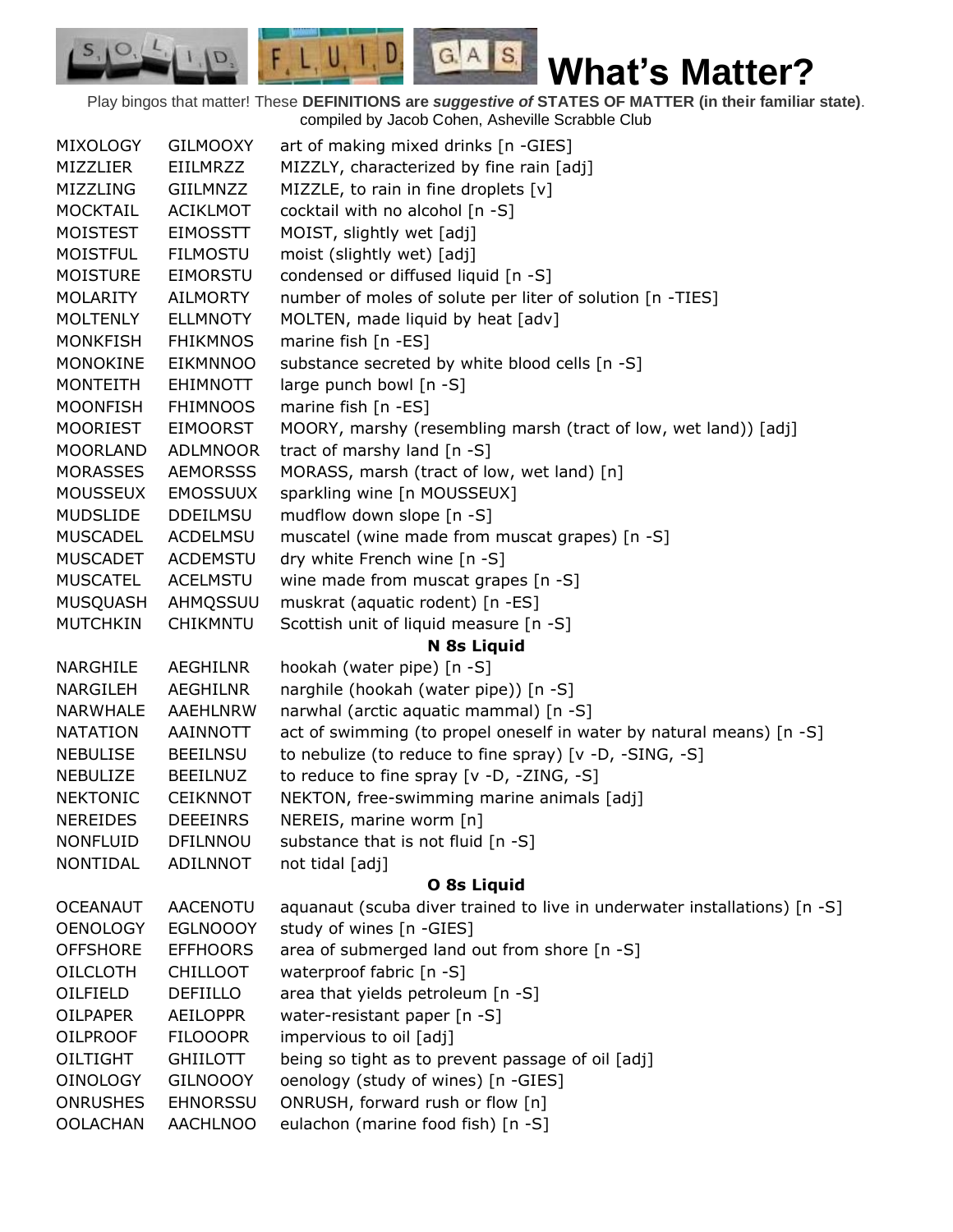# What's Matter?

Play bingos that matter! These **DEFINITIONS are *suggestive of* STATES OF MATTER (in their familiar state)**. compiled by Jacob Cohen, Asheville Scrabble Club

| | | |
|---|---|---|
| MIXOLOGY | GILMOOXY | art of making mixed drinks [n -GIES] |
| MIZZLIER | EIILMRZZ | MIZZLY, characterized by fine rain [adj] |
| MIZZLING | GIILMNZZ | MIZZLE, to rain in fine droplets [v] |
| MOCKTAIL | ACIKLMOT | cocktail with no alcohol [n -S] |
| MOISTEST | EIMOSSTT | MOIST, slightly wet [adj] |
| MOISTFUL | FILMOSTU | moist (slightly wet) [adj] |
| MOISTURE | EIMORSTU | condensed or diffused liquid [n -S] |
| MOLARITY | AILMORTY | number of moles of solute per liter of solution [n -TIES] |
| MOLTENLY | ELLMNOTY | MOLTEN, made liquid by heat [adv] |
| MONKFISH | FHIKMNOS | marine fish [n -ES] |
| MONOKINE | EIKMNNOO | substance secreted by white blood cells [n -S] |
| MONTEITH | EHIMNOTT | large punch bowl [n -S] |
| MOONFISH | FHIMNOOS | marine fish [n -ES] |
| MOORIEST | EIMOORST | MOORY, marshy (resembling marsh (tract of low, wet land)) [adj] |
| MOORLAND | ADLMNOOR | tract of marshy land [n -S] |
| MORASSES | AEMORSSS | MORASS, marsh (tract of low, wet land) [n] |
| MOUSSEUX | EMOSSUUX | sparkling wine [n MOUSSEUX] |
| MUDSLIDE | DDEILMSU | mudflow down slope [n -S] |
| MUSCADEL | ACDELMSU | muscatel (wine made from muscat grapes) [n -S] |
| MUSCADET | ACDEMSTU | dry white French wine [n -S] |
| MUSCATEL | ACELMSTU | wine made from muscat grapes [n -S] |
| MUSQUASH | AHMQSSUU | muskrat (aquatic rodent) [n -ES] |
| MUTCHKIN | CHIKMNTU | Scottish unit of liquid measure [n -S] |
| | | **N 8s Liquid** |
| NARGHILE | AEGHILNR | hookah (water pipe) [n -S] |
| NARGILEH | AEGHILNR | narghile (hookah (water pipe)) [n -S] |
| NARWHALE | AAEHLNRW | narwhal (arctic aquatic mammal) [n -S] |
| NATATION | AAINNOTT | act of swimming (to propel oneself in water by natural means) [n -S] |
| NEBULISE | BEEILNSU | to nebulize (to reduce to fine spray) [v -D, -SING, -S] |
| NEBULIZE | BEEILNUZ | to reduce to fine spray [v -D, -ZING, -S] |
| NEKTONIC | CEIKNNOT | NEKTON, free-swimming marine animals [adj] |
| NEREIDES | DEEEINRS | NEREIS, marine worm [n] |
| NONFLUID | DFILNNOU | substance that is not fluid [n -S] |
| NONTIDAL | ADILNNOT | not tidal [adj] |
| | | **O 8s Liquid** |
| OCEANAUT | AACENOTU | aquanaut (scuba diver trained to live in underwater installations) [n -S] |
| OENOLOGY | EGLNOOOY | study of wines [n -GIES] |
| OFFSHORE | EFFHOORS | area of submerged land out from shore [n -S] |
| OILCLOTH | CHILLOOT | waterproof fabric [n -S] |
| OILFIELD | DEFIILLO | area that yields petroleum [n -S] |
| OILPAPER | AEILOPPR | water-resistant paper [n -S] |
| OILPROOF | FILOOOPR | impervious to oil [adj] |
| OILTIGHT | GHIILOTT | being so tight as to prevent passage of oil [adj] |
| OINOLOGY | GILNOOOY | oenology (study of wines) [n -GIES] |
| ONRUSHES | EHNORSSU | ONRUSH, forward rush or flow [n] |
| OOLACHAN | AACHLNOO | eulachon (marine food fish) [n -S] |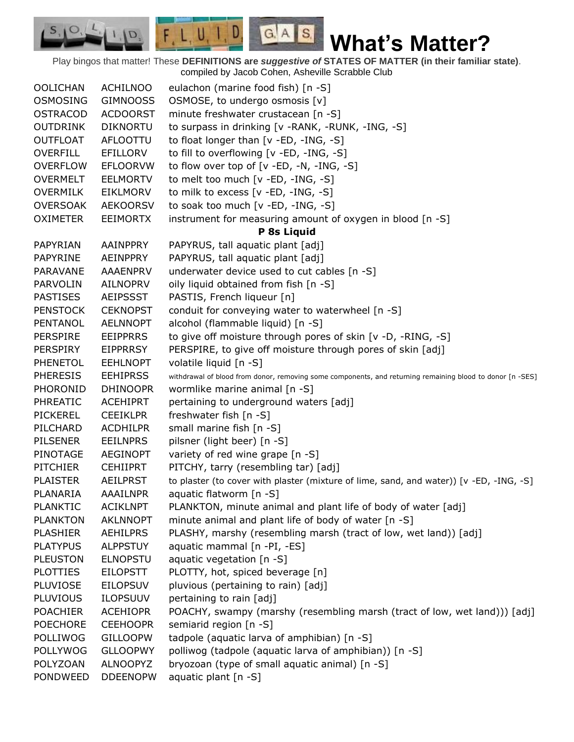# What's Matter?

Play bingos that matter! These **DEFINITIONS are *suggestive of* STATES OF MATTER (in their familiar state)**.
compiled by Jacob Cohen, Asheville Scrabble Club

| | | |
|---|---|---|
| OOLICHAN | ACHILNOO | eulachon (marine food fish) [n -S] |
| OSMOSING | GIMNOOSS | OSMOSE, to undergo osmosis [v] |
| OSTRACOD | ACDOORST | minute freshwater crustacean [n -S] |
| OUTDRINK | DIKNORTU | to surpass in drinking [v -RANK, -RUNK, -ING, -S] |
| OUTFLOAT | AFLOOTTU | to float longer than [v -ED, -ING, -S] |
| OVERFILL | EFILLORV | to fill to overflowing [v -ED, -ING, -S] |
| OVERFLOW | EFLOORVW | to flow over top of [v -ED, -N, -ING, -S] |
| OVERMELT | EELMORTV | to melt too much [v -ED, -ING, -S] |
| OVERMILK | EIKLMORV | to milk to excess [v -ED, -ING, -S] |
| OVERSOAK | AEKOORSV | to soak too much [v -ED, -ING, -S] |
| OXIMETER | EEIMORTX | instrument for measuring amount of oxygen in blood [n -S] |
| | | **P 8s Liquid** |
| PAPYRIAN | AAINPPRY | PAPYRUS, tall aquatic plant [adj] |
| PAPYRINE | AEINPPRY | PAPYRUS, tall aquatic plant [adj] |
| PARAVANE | AAAENPRV | underwater device used to cut cables [n -S] |
| PARVOLIN | AILNOPRV | oily liquid obtained from fish [n -S] |
| PASTISES | AEIPSSST | PASTIS, French liqueur [n] |
| PENSTOCK | CEKNOPST | conduit for conveying water to waterwheel [n -S] |
| PENTANOL | AELNNOPT | alcohol (flammable liquid) [n -S] |
| PERSPIRE | EEIPPRRS | to give off moisture through pores of skin [v -D, -RING, -S] |
| PERSPIRY | EIPPRRSY | PERSPIRE, to give off moisture through pores of skin [adj] |
| PHENETOL | EEHLNOPT | volatile liquid [n -S] |
| PHERESIS | EEHIPRSS | withdrawal of blood from donor, removing some components, and returning remaining blood to donor [n -SES] |
| PHORONID | DHINOOPR | wormlike marine animal [n -S] |
| PHREATIC | ACEHIPRT | pertaining to underground waters [adj] |
| PICKEREL | CEEIKLPR | freshwater fish [n -S] |
| PILCHARD | ACDHILPR | small marine fish [n -S] |
| PILSENER | EEILNPRS | pilsner (light beer) [n -S] |
| PINOTAGE | AEGINOPT | variety of red wine grape [n -S] |
| PITCHIER | CEHIIPRT | PITCHY, tarry (resembling tar) [adj] |
| PLAISTER | AEILPRST | to plaster (to cover with plaster (mixture of lime, sand, and water)) [v -ED, -ING, -S] |
| PLANARIA | AAAILNPR | aquatic flatworm [n -S] |
| PLANKTIC | ACIKLNPT | PLANKTON, minute animal and plant life of body of water [adj] |
| PLANKTON | AKLNNOPT | minute animal and plant life of body of water [n -S] |
| PLASHIER | AEHILPRS | PLASHY, marshy (resembling marsh (tract of low, wet land)) [adj] |
| PLATYPUS | ALPPSTUY | aquatic mammal [n -PI, -ES] |
| PLEUSTON | ELNOPSTU | aquatic vegetation [n -S] |
| PLOTTIES | EILOPSTT | PLOTTY, hot, spiced beverage [n] |
| PLUVIOSE | EILOPSUV | pluvious (pertaining to rain) [adj] |
| PLUVIOUS | ILOPSUUV | pertaining to rain [adj] |
| POACHIER | ACEHIOPR | POACHY, swampy (marshy (resembling marsh (tract of low, wet land))) [adj] |
| POECHORE | CEEHOOPR | semiarid region [n -S] |
| POLLIWOG | GILLOOPW | tadpole (aquatic larva of amphibian) [n -S] |
| POLLYWOG | GLLOOPWY | polliwog (tadpole (aquatic larva of amphibian)) [n -S] |
| POLYZOAN | ALNOOPYZ | bryozoan (type of small aquatic animal) [n -S] |
| PONDWEED | DDEENOPW | aquatic plant [n -S] |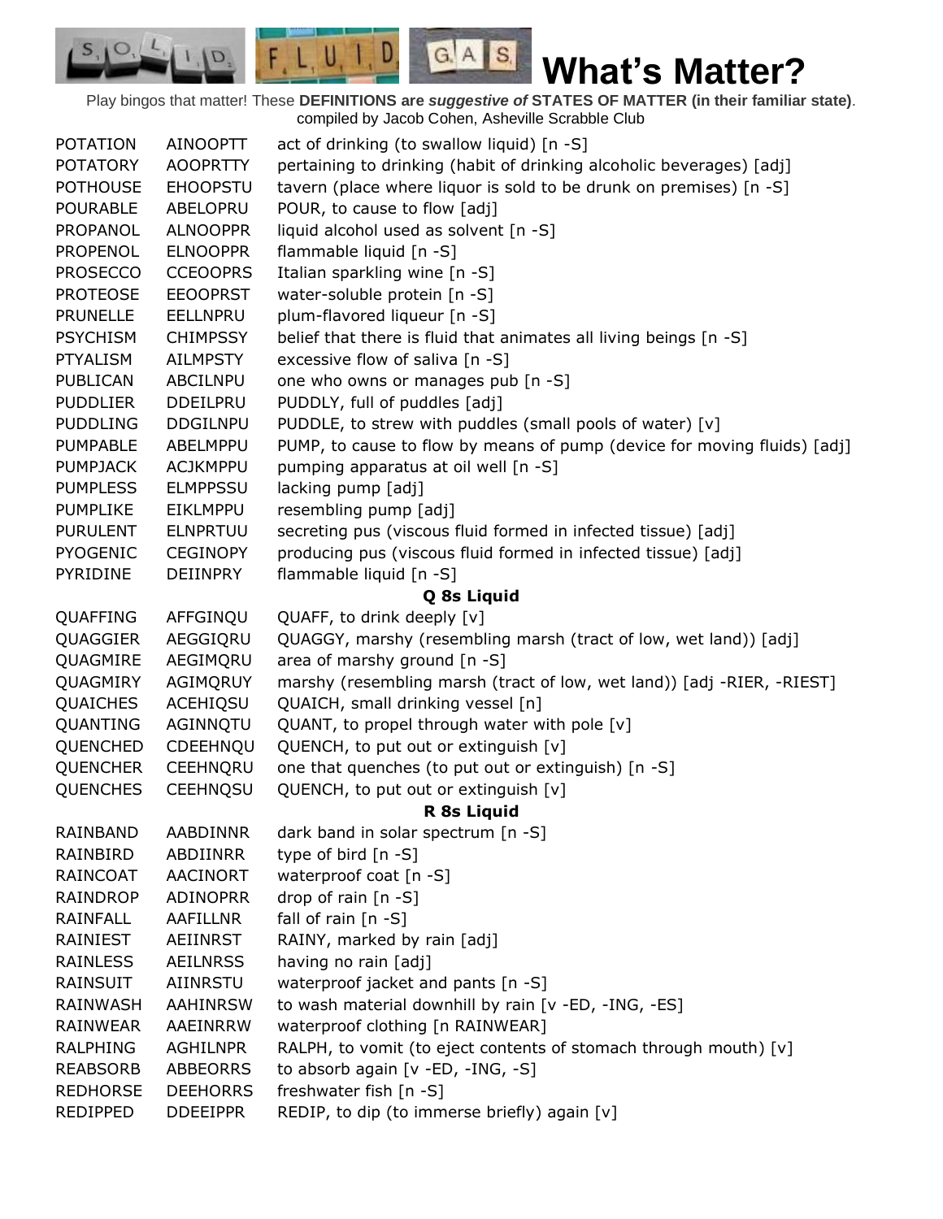# What's Matter?

Play bingos that matter! These **DEFINITIONS are *suggestive of* STATES OF MATTER (in their familiar state)**.
compiled by Jacob Cohen, Asheville Scrabble Club

| | | |
|---|---|---|
| POTATION | AINOOPTT | act of drinking (to swallow liquid) [n -S] |
| POTATORY | AOOPRTTY | pertaining to drinking (habit of drinking alcoholic beverages) [adj] |
| POTHOUSE | EHOOPSTU | tavern (place where liquor is sold to be drunk on premises) [n -S] |
| POURABLE | ABELOPRU | POUR, to cause to flow [adj] |
| PROPANOL | ALNOOPPR | liquid alcohol used as solvent [n -S] |
| PROPENOL | ELNOOPPR | flammable liquid [n -S] |
| PROSECCO | CCEOOPRS | Italian sparkling wine [n -S] |
| PROTEOSE | EEOOPRST | water-soluble protein [n -S] |
| PRUNELLE | EELLNPRU | plum-flavored liqueur [n -S] |
| PSYCHISM | CHIMPSSY | belief that there is fluid that animates all living beings [n -S] |
| PTYALISM | AILMPSTY | excessive flow of saliva [n -S] |
| PUBLICAN | ABCILNPU | one who owns or manages pub [n -S] |
| PUDDLIER | DDEILPRU | PUDDLY, full of puddles [adj] |
| PUDDLING | DDGILNPU | PUDDLE, to strew with puddles (small pools of water) [v] |
| PUMPABLE | ABELMPPU | PUMP, to cause to flow by means of pump (device for moving fluids) [adj] |
| PUMPJACK | ACJKMPPU | pumping apparatus at oil well [n -S] |
| PUMPLESS | ELMPPSSU | lacking pump [adj] |
| PUMPLIKE | EIKLMPPU | resembling pump [adj] |
| PURULENT | ELNPRTUU | secreting pus (viscous fluid formed in infected tissue) [adj] |
| PYOGENIC | CEGINOPY | producing pus (viscous fluid formed in infected tissue) [adj] |
| PYRIDINE | DEIINPRY | flammable liquid [n -S] |

**Q 8s Liquid**

| | | |
|---|---|---|
| QUAFFING | AFFGINQU | QUAFF, to drink deeply [v] |
| QUAGGIER | AEGGIQRU | QUAGGY, marshy (resembling marsh (tract of low, wet land)) [adj] |
| QUAGMIRE | AEGIMQRU | area of marshy ground [n -S] |
| QUAGMIRY | AGIMQRUY | marshy (resembling marsh (tract of low, wet land)) [adj -RIER, -RIEST] |
| QUAICHES | ACEHIQSU | QUAICH, small drinking vessel [n] |
| QUANTING | AGINNQTU | QUANT, to propel through water with pole [v] |
| QUENCHED | CDEEHNQU | QUENCH, to put out or extinguish [v] |
| QUENCHER | CEEHNQRU | one that quenches (to put out or extinguish) [n -S] |
| QUENCHES | CEEHNQSU | QUENCH, to put out or extinguish [v] |

**R 8s Liquid**

| | | |
|---|---|---|
| RAINBAND | AABDINNR | dark band in solar spectrum [n -S] |
| RAINBIRD | ABDIINRR | type of bird [n -S] |
| RAINCOAT | AACINORT | waterproof coat [n -S] |
| RAINDROP | ADINOPRR | drop of rain [n -S] |
| RAINFALL | AAFILLNR | fall of rain [n -S] |
| RAINIEST | AEIINRST | RAINY, marked by rain [adj] |
| RAINLESS | AEILNRSS | having no rain [adj] |
| RAINSUIT | AIINRSTU | waterproof jacket and pants [n -S] |
| RAINWASH | AAHINRSW | to wash material downhill by rain [v -ED, -ING, -ES] |
| RAINWEAR | AAEINRRW | waterproof clothing [n RAINWEAR] |
| RALPHING | AGHILNPR | RALPH, to vomit (to eject contents of stomach through mouth) [v] |
| REABSORB | ABBEORRS | to absorb again [v -ED, -ING, -S] |
| REDHORSE | DEEHORRS | freshwater fish [n -S] |
| REDIPPED | DDEEIPPR | REDIP, to dip (to immerse briefly) again [v] |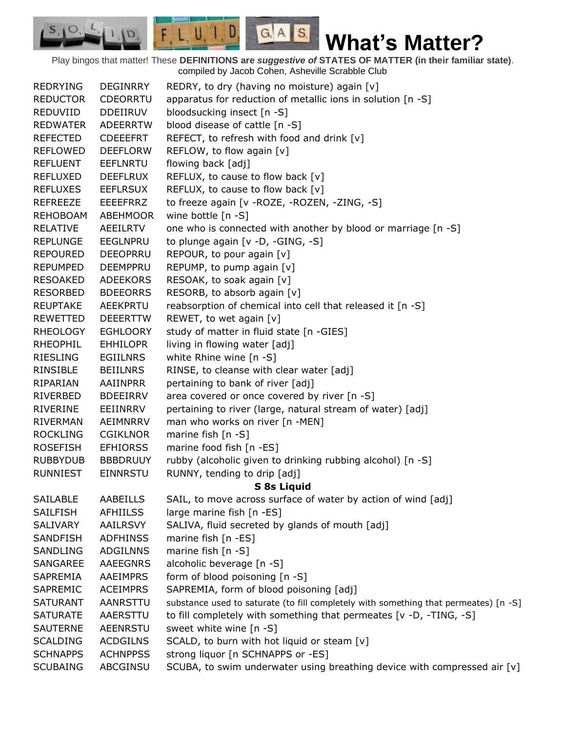# What's Matter?

Play bingos that matter! These **DEFINITIONS are *suggestive of* STATES OF MATTER (in their familiar state)**. compiled by Jacob Cohen, Asheville Scrabble Club

| | | |
|---|---|---|
| REDRYING | DEGINRRY | REDRY, to dry (having no moisture) again [v] |
| REDUCTOR | CDEORRTU | apparatus for reduction of metallic ions in solution [n -S] |
| REDUVIID | DDEIIRUV | bloodsucking insect [n -S] |
| REDWATER | ADEERRTW | blood disease of cattle [n -S] |
| REFECTED | CDEEEFRT | REFECT, to refresh with food and drink [v] |
| REFLOWED | DEEFLORW | REFLOW, to flow again [v] |
| REFLUENT | EEFLNRTU | flowing back [adj] |
| REFLUXED | DEEFLRUX | REFLUX, to cause to flow back [v] |
| REFLUXES | EEFLRSUX | REFLUX, to cause to flow back [v] |
| REFREEZE | EEEEFRRZ | to freeze again [v -ROZE, -ROZEN, -ZING, -S] |
| REHOBOAM | ABEHMOOR | wine bottle [n -S] |
| RELATIVE | AEEILRTV | one who is connected with another by blood or marriage [n -S] |
| REPLUNGE | EEGLNPRU | to plunge again [v -D, -GING, -S] |
| REPOURED | DEEOPRRU | REPOUR, to pour again [v] |
| REPUMPED | DEEMPPRU | REPUMP, to pump again [v] |
| RESOAKED | ADEEKORS | RESOAK, to soak again [v] |
| RESORBED | BDEEORRS | RESORB, to absorb again [v] |
| REUPTAKE | AEEKPRTU | reabsorption of chemical into cell that released it [n -S] |
| REWETTED | DEEERTTW | REWET, to wet again [v] |
| RHEOLOGY | EGHLOORY | study of matter in fluid state [n -GIES] |
| RHEOPHIL | EHHILOPR | living in flowing water [adj] |
| RIESLING | EGIILNRS | white Rhine wine [n -S] |
| RINSIBLE | BEIILNRS | RINSE, to cleanse with clear water [adj] |
| RIPARIAN | AAIINPRR | pertaining to bank of river [adj] |
| RIVERBED | BDEEIRRV | area covered or once covered by river [n -S] |
| RIVERINE | EEIINRRV | pertaining to river (large, natural stream of water) [adj] |
| RIVERMAN | AEIMNRRV | man who works on river [n -MEN] |
| ROCKLING | CGIKLNOR | marine fish [n -S] |
| ROSEFISH | EFHIORSS | marine food fish [n -ES] |
| RUBBYDUB | BBBDRUUY | rubby (alcoholic given to drinking rubbing alcohol) [n -S] |
| RUNNIEST | EINNRSTU | RUNNY, tending to drip [adj] |
| | | **S 8s Liquid** |
| SAILABLE | AABEILLS | SAIL, to move across surface of water by action of wind [adj] |
| SAILFISH | AFHIILSS | large marine fish [n -ES] |
| SALIVARY | AAILRSVY | SALIVA, fluid secreted by glands of mouth [adj] |
| SANDFISH | ADFHINSS | marine fish [n -ES] |
| SANDLING | ADGILNNS | marine fish [n -S] |
| SANGAREE | AAEEGNRS | alcoholic beverage [n -S] |
| SAPREMIA | AAEIMPRS | form of blood poisoning [n -S] |
| SAPREMIC | ACEIMPRS | SAPREMIA, form of blood poisoning [adj] |
| SATURANT | AANRSTTU | substance used to saturate (to fill completely with something that permeates) [n -S] |
| SATURATE | AAERSTTU | to fill completely with something that permeates [v -D, -TING, -S] |
| SAUTERNE | AEENRSTU | sweet white wine [n -S] |
| SCALDING | ACDGILNS | SCALD, to burn with hot liquid or steam [v] |
| SCHNAPPS | ACHNPPSS | strong liquor [n SCHNAPPS or -ES] |
| SCUBAING | ABCGINSU | SCUBA, to swim underwater using breathing device with compressed air [v] |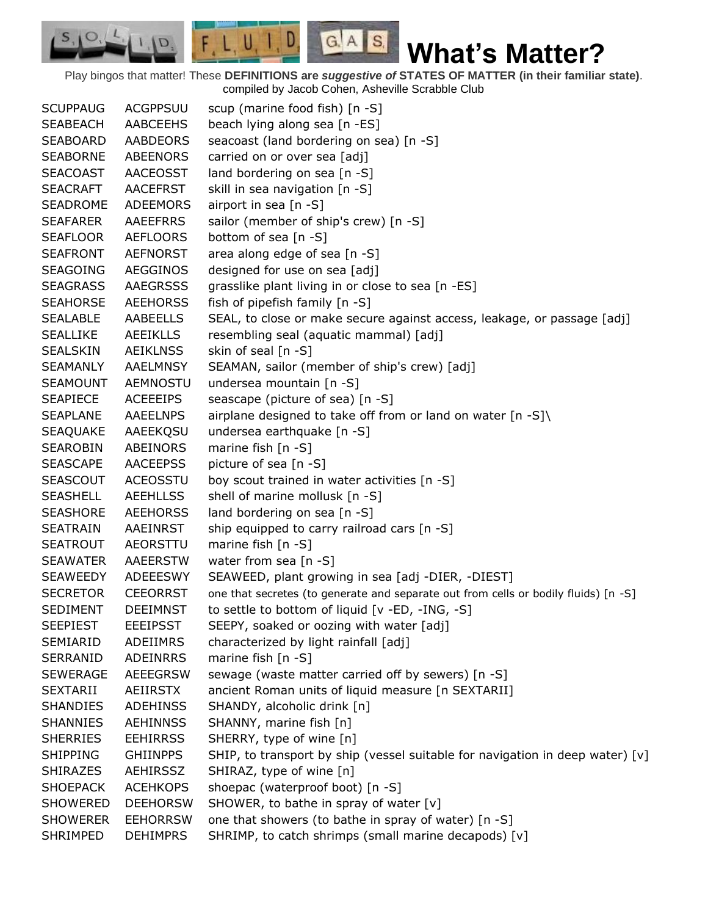# What's Matter?

Play bingos that matter! These **DEFINITIONS are *suggestive of* STATES OF MATTER (in their familiar state)**.
compiled by Jacob Cohen, Asheville Scrabble Club

| | | |
|---|---|---|
| SCUPPAUG | ACGPPSUU | scup (marine food fish) [n -S] |
| SEABEACH | AABCEEHS | beach lying along sea [n -ES] |
| SEABOARD | AABDEORS | seacoast (land bordering on sea) [n -S] |
| SEABORNE | ABEENORS | carried on or over sea [adj] |
| SEACOAST | AACEOSST | land bordering on sea [n -S] |
| SEACRAFT | AACEFRST | skill in sea navigation [n -S] |
| SEADROME | ADEEMORS | airport in sea [n -S] |
| SEAFARER | AAEEFRRS | sailor (member of ship's crew) [n -S] |
| SEAFLOOR | AEFLOORS | bottom of sea [n -S] |
| SEAFRONT | AEFNORST | area along edge of sea [n -S] |
| SEAGOING | AEGGINOS | designed for use on sea [adj] |
| SEAGRASS | AAEGRSSS | grasslike plant living in or close to sea [n -ES] |
| SEAHORSE | AEEHORSS | fish of pipefish family [n -S] |
| SEALABLE | AABEELLS | SEAL, to close or make secure against access, leakage, or passage [adj] |
| SEALLIKE | AEEIKLLS | resembling seal (aquatic mammal) [adj] |
| SEALSKIN | AEIKLNSS | skin of seal [n -S] |
| SEAMANLY | AAELMNSY | SEAMAN, sailor (member of ship's crew) [adj] |
| SEAMOUNT | AEMNOSTU | undersea mountain [n -S] |
| SEAPIECE | ACEEEIPS | seascape (picture of sea) [n -S] |
| SEAPLANE | AAEELNPS | airplane designed to take off from or land on water [n -S]\ |
| SEAQUAKE | AAEEKQSU | undersea earthquake [n -S] |
| SEAROBIN | ABEINORS | marine fish [n -S] |
| SEASCAPE | AACEEPSS | picture of sea [n -S] |
| SEASCOUT | ACEOSSTU | boy scout trained in water activities [n -S] |
| SEASHELL | AEEHLLSS | shell of marine mollusk [n -S] |
| SEASHORE | AEEHORSS | land bordering on sea [n -S] |
| SEATRAIN | AAEINRST | ship equipped to carry railroad cars [n -S] |
| SEATROUT | AEORSTTU | marine fish [n -S] |
| SEAWATER | AAEERSTW | water from sea [n -S] |
| SEAWEEDY | ADEEESWY | SEAWEED, plant growing in sea [adj -DIER, -DIEST] |
| SECRETOR | CEEORRST | one that secretes (to generate and separate out from cells or bodily fluids) [n -S] |
| SEDIMENT | DEEIMNST | to settle to bottom of liquid [v -ED, -ING, -S] |
| SEEPIEST | EEEIPSST | SEEPY, soaked or oozing with water [adj] |
| SEMIARID | ADEIIMRS | characterized by light rainfall [adj] |
| SERRANID | ADEINRRS | marine fish [n -S] |
| SEWERAGE | AEEEGRSW | sewage (waste matter carried off by sewers) [n -S] |
| SEXTARII | AEIIRSTX | ancient Roman units of liquid measure [n SEXTARII] |
| SHANDIES | ADEHINSS | SHANDY, alcoholic drink [n] |
| SHANNIES | AEHINNSS | SHANNY, marine fish [n] |
| SHERRIES | EEHIRRSS | SHERRY, type of wine [n] |
| SHIPPING | GHIINPPS | SHIP, to transport by ship (vessel suitable for navigation in deep water) [v] |
| SHIRAZES | AEHIRSSZ | SHIRAZ, type of wine [n] |
| SHOEPACK | ACEHKOPS | shoepac (waterproof boot) [n -S] |
| SHOWERED | DEEHORSW | SHOWER, to bathe in spray of water [v] |
| SHOWERER | EEHORRSW | one that showers (to bathe in spray of water) [n -S] |
| SHRIMPED | DEHIMPRS | SHRIMP, to catch shrimps (small marine decapods) [v] |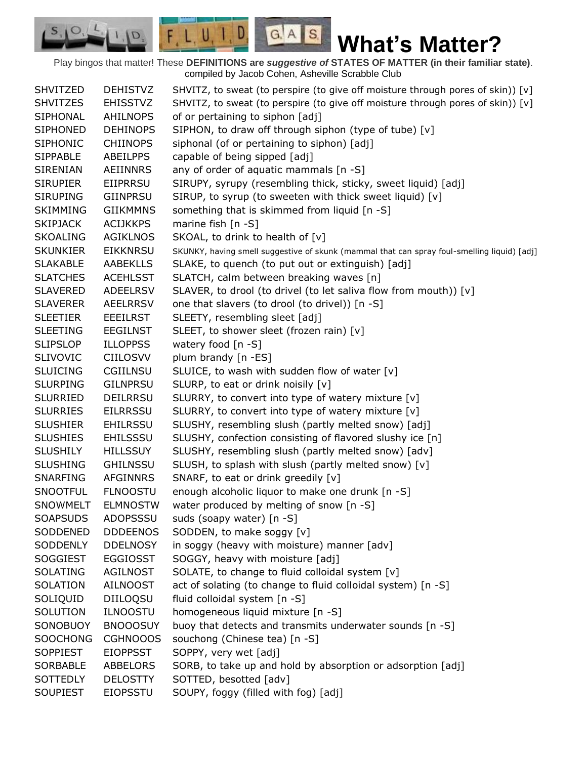# What's Matter?

Play bingos that matter! These **DEFINITIONS are *suggestive of* STATES OF MATTER (in their familiar state)**. compiled by Jacob Cohen, Asheville Scrabble Club

| | | |
|---|---|---|
| SHVITZED | DEHISTVZ | SHVITZ, to sweat (to perspire (to give off moisture through pores of skin)) [v] |
| SHVITZES | EHISSTVZ | SHVITZ, to sweat (to perspire (to give off moisture through pores of skin)) [v] |
| SIPHONAL | AHILNOPS | of or pertaining to siphon [adj] |
| SIPHONED | DEHINOPS | SIPHON, to draw off through siphon (type of tube) [v] |
| SIPHONIC | CHIINOPS | siphonal (of or pertaining to siphon) [adj] |
| SIPPABLE | ABEILPPS | capable of being sipped [adj] |
| SIRENIAN | AEIINNRS | any of order of aquatic mammals [n -S] |
| SIRUPIER | EIIPRRSU | SIRUPY, syrupy (resembling thick, sticky, sweet liquid) [adj] |
| SIRUPING | GIINPRSU | SIRUP, to syrup (to sweeten with thick sweet liquid) [v] |
| SKIMMING | GIIKMMNS | something that is skimmed from liquid [n -S] |
| SKIPJACK | ACIJKKPS | marine fish [n -S] |
| SKOALING | AGIKLNOS | SKOAL, to drink to health of [v] |
| SKUNKIER | EIKKNRSU | SKUNKY, having smell suggestive of skunk (mammal that can spray foul-smelling liquid) [adj] |
| SLAKABLE | AABEKLLS | SLAKE, to quench (to put out or extinguish) [adj] |
| SLATCHES | ACEHLSST | SLATCH, calm between breaking waves [n] |
| SLAVERED | ADEELRSV | SLAVER, to drool (to drivel (to let saliva flow from mouth)) [v] |
| SLAVERER | AEELRRSV | one that slavers (to drool (to drivel)) [n -S] |
| SLEETIER | EEEILRST | SLEETY, resembling sleet [adj] |
| SLEETING | EEGILNST | SLEET, to shower sleet (frozen rain) [v] |
| SLIPSLOP | ILLOPPSS | watery food [n -S] |
| SLIVOVIC | CIILOSVV | plum brandy [n -ES] |
| SLUICING | CGIILNSU | SLUICE, to wash with sudden flow of water [v] |
| SLURPING | GILNPRSU | SLURP, to eat or drink noisily [v] |
| SLURRIED | DEILRRSU | SLURRY, to convert into type of watery mixture [v] |
| SLURRIES | EILRRSSU | SLURRY, to convert into type of watery mixture [v] |
| SLUSHIER | EHILRSSU | SLUSHY, resembling slush (partly melted snow) [adj] |
| SLUSHIES | EHILSSSU | SLUSHY, confection consisting of flavored slushy ice [n] |
| SLUSHILY | HILLSSUY | SLUSHY, resembling slush (partly melted snow) [adv] |
| SLUSHING | GHILNSSU | SLUSH, to splash with slush (partly melted snow) [v] |
| SNARFING | AFGINNRS | SNARF, to eat or drink greedily [v] |
| SNOOTFUL | FLNOOSTU | enough alcoholic liquor to make one drunk [n -S] |
| SNOWMELT | ELMNOSTW | water produced by melting of snow [n -S] |
| SOAPSUDS | ADOPSSSU | suds (soapy water) [n -S] |
| SODDENED | DDDEENOS | SODDEN, to make soggy [v] |
| SODDENLY | DDELNOSY | in soggy (heavy with moisture) manner [adv] |
| SOGGIEST | EGGIOSST | SOGGY, heavy with moisture [adj] |
| SOLATING | AGILNOST | SOLATE, to change to fluid colloidal system [v] |
| SOLATION | AILNOOST | act of solating (to change to fluid colloidal system) [n -S] |
| SOLIQUID | DIILOQSU | fluid colloidal system [n -S] |
| SOLUTION | ILNOOSTU | homogeneous liquid mixture [n -S] |
| SONOBUOY | BNOOOSUY | buoy that detects and transmits underwater sounds [n -S] |
| SOOCHONG | CGHNOOOS | souchong (Chinese tea) [n -S] |
| SOPPIEST | EIOPPSST | SOPPY, very wet [adj] |
| SORBABLE | ABBELORS | SORB, to take up and hold by absorption or adsorption [adj] |
| SOTTEDLY | DELOSTTY | SOTTED, besotted [adv] |
| SOUPIEST | EIOPSSTU | SOUPY, foggy (filled with fog) [adj] |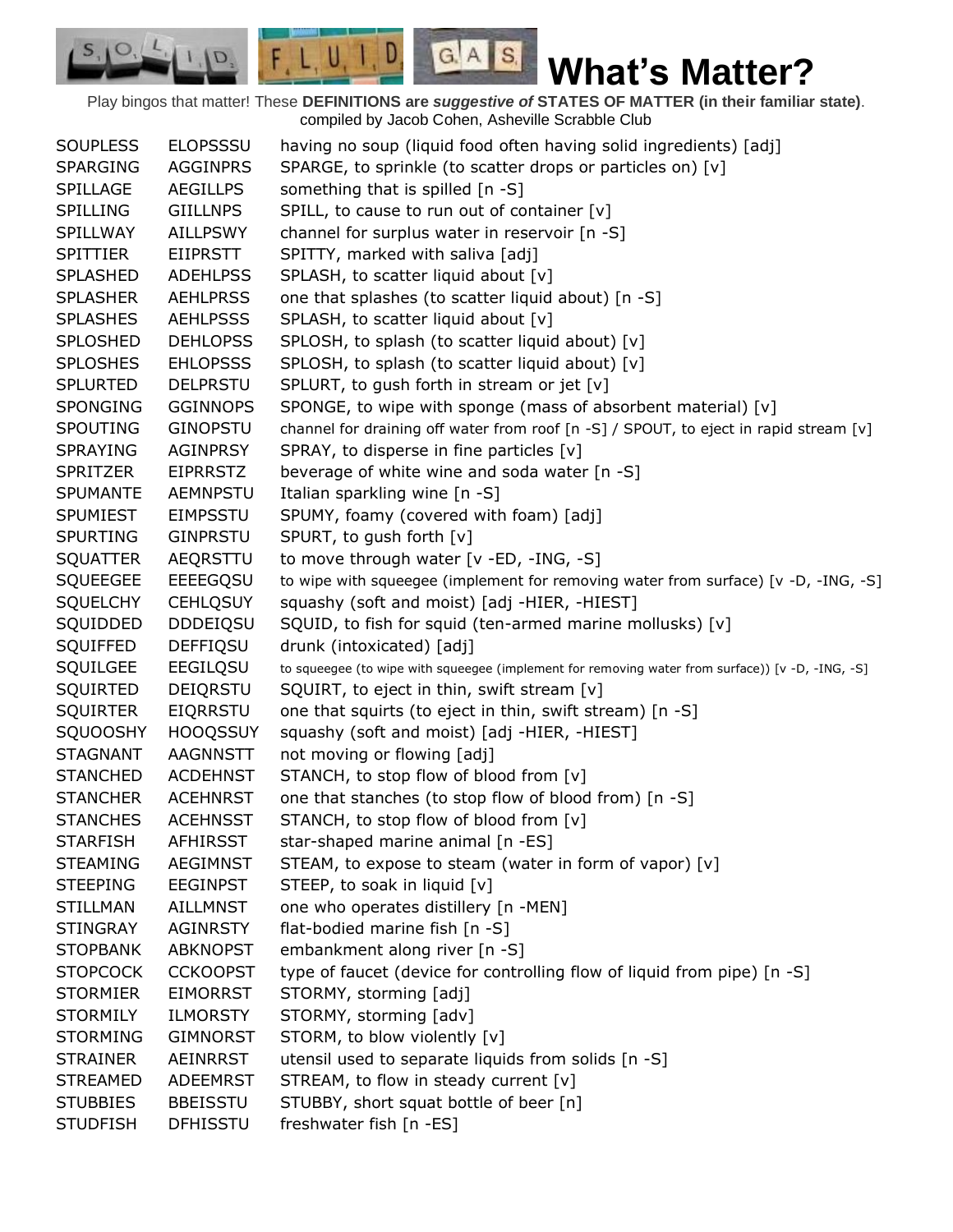# What's Matter?

Play bingos that matter! These **DEFINITIONS are *suggestive of* STATES OF MATTER (in their familiar state)**. compiled by Jacob Cohen, Asheville Scrabble Club

| | | |
|---|---|---|
| SOUPLESS | ELOPSSSU | having no soup (liquid food often having solid ingredients) [adj] |
| SPARGING | AGGINPRS | SPARGE, to sprinkle (to scatter drops or particles on) [v] |
| SPILLAGE | AEGILLPS | something that is spilled [n -S] |
| SPILLING | GIILLNPS | SPILL, to cause to run out of container [v] |
| SPILLWAY | AILLPSWY | channel for surplus water in reservoir [n -S] |
| SPITTIER | EIIPRSTT | SPITTY, marked with saliva [adj] |
| SPLASHED | ADEHLPSS | SPLASH, to scatter liquid about [v] |
| SPLASHER | AEHLPRSS | one that splashes (to scatter liquid about) [n -S] |
| SPLASHES | AEHLPSSS | SPLASH, to scatter liquid about [v] |
| SPLOSHED | DEHLOPSS | SPLOSH, to splash (to scatter liquid about) [v] |
| SPLOSHES | EHLOPSSS | SPLOSH, to splash (to scatter liquid about) [v] |
| SPLURTED | DELPRSTU | SPLURT, to gush forth in stream or jet [v] |
| SPONGING | GGINNOPS | SPONGE, to wipe with sponge (mass of absorbent material) [v] |
| SPOUTING | GINOPSTU | channel for draining off water from roof [n -S] / SPOUT, to eject in rapid stream [v] |
| SPRAYING | AGINPRSY | SPRAY, to disperse in fine particles [v] |
| SPRITZER | EIPRRSTZ | beverage of white wine and soda water [n -S] |
| SPUMANTE | AEMNPSTU | Italian sparkling wine [n -S] |
| SPUMIEST | EIMPSSTU | SPUMY, foamy (covered with foam) [adj] |
| SPURTING | GINPRSTU | SPURT, to gush forth [v] |
| SQUATTER | AEQRSTTU | to move through water [v -ED, -ING, -S] |
| SQUEEGEE | EEEEGQSU | to wipe with squeegee (implement for removing water from surface) [v -D, -ING, -S] |
| SQUELCHY | CEHLQSUY | squashy (soft and moist) [adj -HIER, -HIEST] |
| SQUIDDED | DDDEIQSU | SQUID, to fish for squid (ten-armed marine mollusks) [v] |
| SQUIFFED | DEFFIQSU | drunk (intoxicated) [adj] |
| SQUILGEE | EEGILQSU | to squeegee (to wipe with squeegee (implement for removing water from surface)) [v -D, -ING, -S] |
| SQUIRTED | DEIQRSTU | SQUIRT, to eject in thin, swift stream [v] |
| SQUIRTER | EIQRRSTU | one that squirts (to eject in thin, swift stream) [n -S] |
| SQUOOSHY | HOOQSSUY | squashy (soft and moist) [adj -HIER, -HIEST] |
| STAGNANT | AAGNNSTT | not moving or flowing [adj] |
| STANCHED | ACDEHNST | STANCH, to stop flow of blood from [v] |
| STANCHER | ACEHNRST | one that stanches (to stop flow of blood from) [n -S] |
| STANCHES | ACEHNSST | STANCH, to stop flow of blood from [v] |
| STARFISH | AFHIRSST | star-shaped marine animal [n -ES] |
| STEAMING | AEGIMNST | STEAM, to expose to steam (water in form of vapor) [v] |
| STEEPING | EEGINPST | STEEP, to soak in liquid [v] |
| STILLMAN | AILLMNST | one who operates distillery [n -MEN] |
| STINGRAY | AGINRSTY | flat-bodied marine fish [n -S] |
| STOPBANK | ABKNOPST | embankment along river [n -S] |
| STOPCOCK | CCKOOPST | type of faucet (device for controlling flow of liquid from pipe) [n -S] |
| STORMIER | EIMORRST | STORMY, storming [adj] |
| STORMILY | ILMORSTY | STORMY, storming [adv] |
| STORMING | GIMNORST | STORM, to blow violently [v] |
| STRAINER | AEINRRST | utensil used to separate liquids from solids [n -S] |
| STREAMED | ADEEMRST | STREAM, to flow in steady current [v] |
| STUBBIES | BBEISSTU | STUBBY, short squat bottle of beer [n] |
| STUDFISH | DFHISSTU | freshwater fish [n -ES] |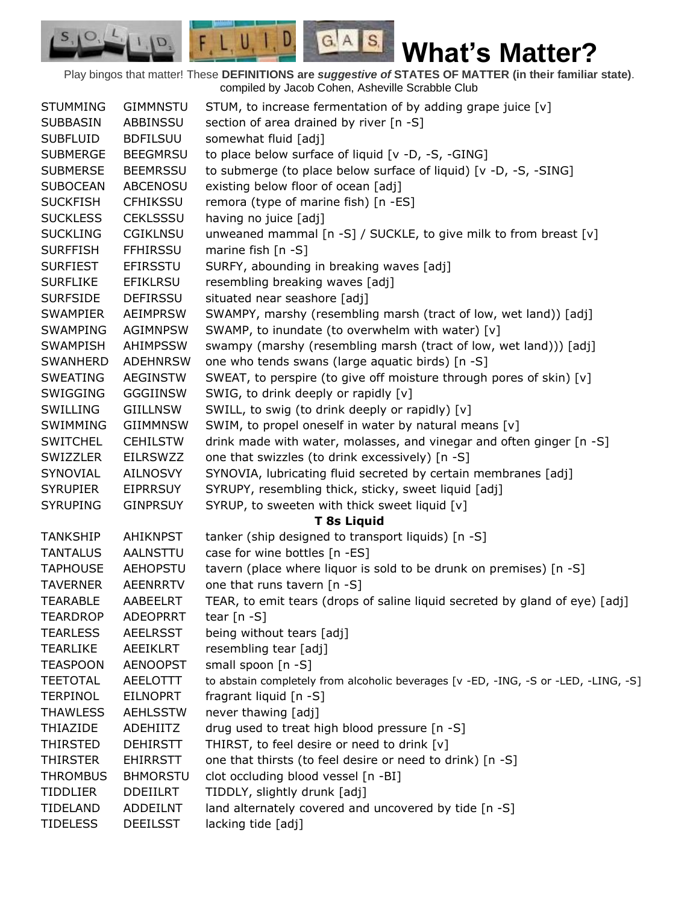# What's Matter?

Play bingos that matter! These **DEFINITIONS are *suggestive of* STATES OF MATTER (in their familiar state)**. compiled by Jacob Cohen, Asheville Scrabble Club

| | | |
|---|---|---|
| STUMMING | GIMMNSTU | STUM, to increase fermentation of by adding grape juice [v] |
| SUBBASIN | ABBINSSU | section of area drained by river [n -S] |
| SUBFLUID | BDFILSUU | somewhat fluid [adj] |
| SUBMERGE | BEEGMRSU | to place below surface of liquid [v -D, -S, -GING] |
| SUBMERSE | BEEMRSSU | to submerge (to place below surface of liquid) [v -D, -S, -SING] |
| SUBOCEAN | ABCENOSU | existing below floor of ocean [adj] |
| SUCKFISH | CFHIKSSU | remora (type of marine fish) [n -ES] |
| SUCKLESS | CEKLSSSU | having no juice [adj] |
| SUCKLING | CGIKLNSU | unweaned mammal [n -S] / SUCKLE, to give milk to from breast [v] |
| SURFFISH | FFHIRSSU | marine fish [n -S] |
| SURFIEST | EFIRSSTU | SURFY, abounding in breaking waves [adj] |
| SURFLIKE | EFIKLRSU | resembling breaking waves [adj] |
| SURFSIDE | DEFIRSSU | situated near seashore [adj] |
| SWAMPIER | AEIMPRSW | SWAMPY, marshy (resembling marsh (tract of low, wet land)) [adj] |
| SWAMPING | AGIMNPSW | SWAMP, to inundate (to overwhelm with water) [v] |
| SWAMPISH | AHIMPSSW | swampy (marshy (resembling marsh (tract of low, wet land))) [adj] |
| SWANHERD | ADEHNRSW | one who tends swans (large aquatic birds) [n -S] |
| SWEATING | AEGINSTW | SWEAT, to perspire (to give off moisture through pores of skin) [v] |
| SWIGGING | GGGIINSW | SWIG, to drink deeply or rapidly [v] |
| SWILLING | GIILLNSW | SWILL, to swig (to drink deeply or rapidly) [v] |
| SWIMMING | GIIMMNSW | SWIM, to propel oneself in water by natural means [v] |
| SWITCHEL | CEHILSTW | drink made with water, molasses, and vinegar and often ginger [n -S] |
| SWIZZLER | EILRSWZZ | one that swizzles (to drink excessively) [n -S] |
| SYNOVIAL | AILNOSVY | SYNOVIA, lubricating fluid secreted by certain membranes [adj] |
| SYRUPIER | EIPRRSUY | SYRUPY, resembling thick, sticky, sweet liquid [adj] |
| SYRUPING | GINPRSUY | SYRUP, to sweeten with thick sweet liquid [v] |

**T 8s Liquid**

| | | |
|---|---|---|
| TANKSHIP | AHIKNPST | tanker (ship designed to transport liquids) [n -S] |
| TANTALUS | AALNSTTU | case for wine bottles [n -ES] |
| TAPHOUSE | AEHOPSTU | tavern (place where liquor is sold to be drunk on premises) [n -S] |
| TAVERNER | AEENRRTV | one that runs tavern [n -S] |
| TEARABLE | AABEELRT | TEAR, to emit tears (drops of saline liquid secreted by gland of eye) [adj] |
| TEARDROP | ADEOPRRT | tear [n -S] |
| TEARLESS | AEELRSST | being without tears [adj] |
| TEARLIKE | AEEIKLRT | resembling tear [adj] |
| TEASPOON | AENOOPST | small spoon [n -S] |
| TEETOTAL | AEELOTTT | to abstain completely from alcoholic beverages [v -ED, -ING, -S or -LED, -LING, -S] |
| TERPINOL | EILNOPRT | fragrant liquid [n -S] |
| THAWLESS | AEHLSSTW | never thawing [adj] |
| THIAZIDE | ADEHIITZ | drug used to treat high blood pressure [n -S] |
| THIRSTED | DEHIRSTT | THIRST, to feel desire or need to drink [v] |
| THIRSTER | EHIRRSTT | one that thirsts (to feel desire or need to drink) [n -S] |
| THROMBUS | BHMORSTU | clot occluding blood vessel [n -BI] |
| TIDDLIER | DDEIILRT | TIDDLY, slightly drunk [adj] |
| TIDELAND | ADDEILNT | land alternately covered and uncovered by tide [n -S] |
| TIDELESS | DEEILSST | lacking tide [adj] |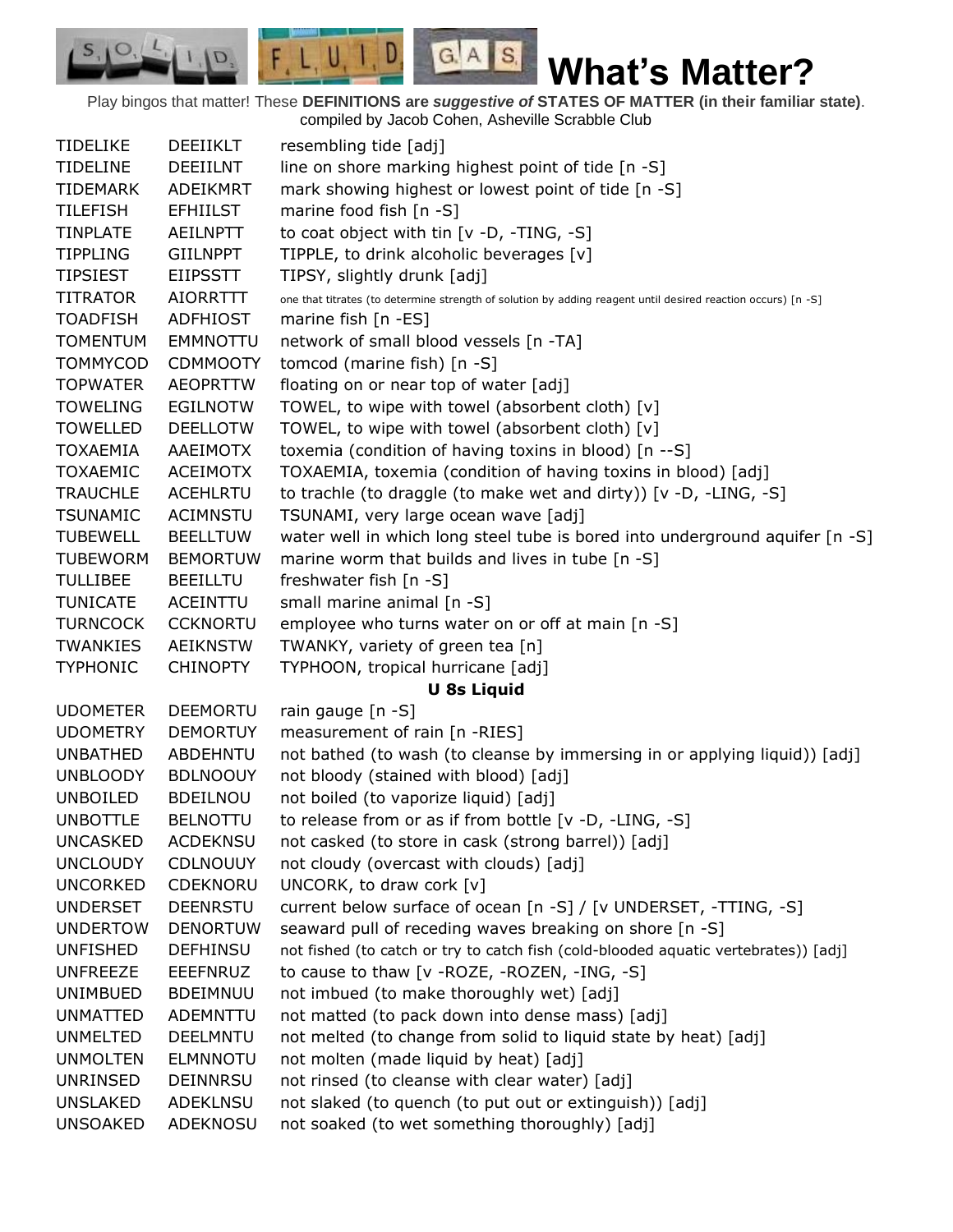# What's Matter?

Play bingos that matter! These **DEFINITIONS are *suggestive of* STATES OF MATTER (in their familiar state)**.
compiled by Jacob Cohen, Asheville Scrabble Club

| | | |
|---|---|---|
| TIDELIKE | DEEIIKLT | resembling tide [adj] |
| TIDELINE | DEEIILNT | line on shore marking highest point of tide [n -S] |
| TIDEMARK | ADEIKMRT | mark showing highest or lowest point of tide [n -S] |
| TILEFISH | EFHIILST | marine food fish [n -ES] |
| TINPLATE | AEILNPTT | to coat object with tin [v -D, -TING, -S] |
| TIPPLING | GIILNPPT | TIPPLE, to drink alcoholic beverages [v] |
| TIPSIEST | EIIPSSTT | TIPSY, slightly drunk [adj] |
| TITRATOR | AIORRTTT | one that titrates (to determine strength of solution by adding reagent until desired reaction occurs) [n -S] |
| TOADFISH | ADFHIOST | marine fish [n -ES] |
| TOMENTUM | EMMNOTTU | network of small blood vessels [n -TA] |
| TOMMYCOD | CDMMOOTY | tomcod (marine fish) [n -S] |
| TOPWATER | AEOPRTTW | floating on or near top of water [adj] |
| TOWELING | EGILNOTW | TOWEL, to wipe with towel (absorbent cloth) [v] |
| TOWELLED | DEELLOTW | TOWEL, to wipe with towel (absorbent cloth) [v] |
| TOXAEMIA | AAEIMOTX | toxemia (condition of having toxins in blood) [n --S] |
| TOXAEMIC | ACEIMOTX | TOXAEMIA, toxemia (condition of having toxins in blood) [adj] |
| TRAUCHLE | ACEHLRTU | to trachle (to draggle (to make wet and dirty)) [v -D, -LING, -S] |
| TSUNAMIC | ACIMNSTU | TSUNAMI, very large ocean wave [adj] |
| TUBEWELL | BEELLTUW | water well in which long steel tube is bored into underground aquifer [n -S] |
| TUBEWORM | BEMORTUW | marine worm that builds and lives in tube [n -S] |
| TULLIBEE | BEEILLTU | freshwater fish [n -S] |
| TUNICATE | ACEINTTU | small marine animal [n -S] |
| TURNCOCK | CCKNORTU | employee who turns water on or off at main [n -S] |
| TWANKIES | AEIKNSTW | TWANKY, variety of green tea [n] |
| TYPHONIC | CHINOPTY | TYPHOON, tropical hurricane [adj] |

### U 8s Liquid

| | | |
|---|---|---|
| UDOMETER | DEEMORTU | rain gauge [n -S] |
| UDOMETRY | DEMORTUY | measurement of rain [n -RIES] |
| UNBATHED | ABDEHNTU | not bathed (to wash (to cleanse by immersing in or applying liquid)) [adj] |
| UNBLOODY | BDLNOOUY | not bloody (stained with blood) [adj] |
| UNBOILED | BDEILNOU | not boiled (to vaporize liquid) [adj] |
| UNBOTTLE | BELNOTTU | to release from or as if from bottle [v -D, -LING, -S] |
| UNCASKED | ACDEKNSU | not casked (to store in cask (strong barrel)) [adj] |
| UNCLOUDY | CDLNOUUY | not cloudy (overcast with clouds) [adj] |
| UNCORKED | CDEKNORU | UNCORK, to draw cork [v] |
| UNDERSET | DEENRSTU | current below surface of ocean [n -S] / [v UNDERSET, -TTING, -S] |
| UNDERTOW | DENORTUW | seaward pull of receding waves breaking on shore [n -S] |
| UNFISHED | DEFHINSU | not fished (to catch or try to catch fish (cold-blooded aquatic vertebrates)) [adj] |
| UNFREEZE | EEEFNRUZ | to cause to thaw [v -ROZE, -ROZEN, -ING, -S] |
| UNIMBUED | BDEIMNUU | not imbued (to make thoroughly wet) [adj] |
| UNMATTED | ADEMNTTU | not matted (to pack down into dense mass) [adj] |
| UNMELTED | DEELMNTU | not melted (to change from solid to liquid state by heat) [adj] |
| UNMOLTEN | ELMNNOTU | not molten (made liquid by heat) [adj] |
| UNRINSED | DEINNRSU | not rinsed (to cleanse with clear water) [adj] |
| UNSLAKED | ADEKLNSU | not slaked (to quench (to put out or extinguish)) [adj] |
| UNSOAKED | ADEKNOSU | not soaked (to wet something thoroughly) [adj] |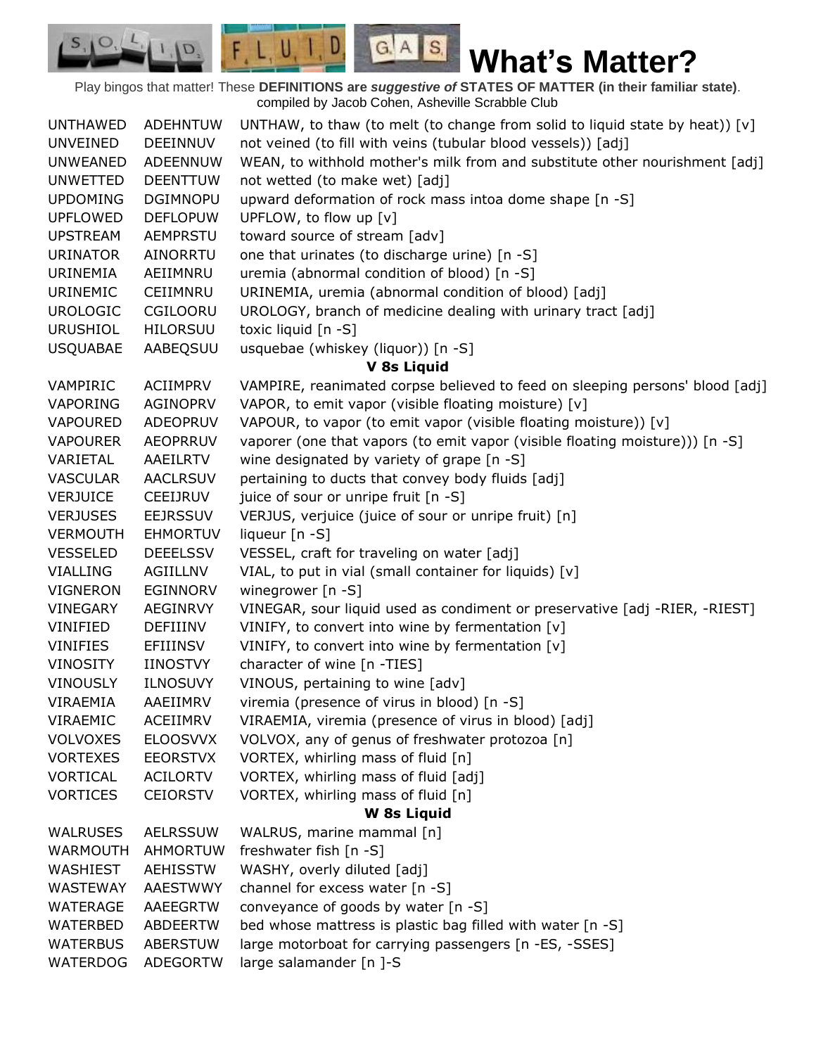# What's Matter?

Play bingos that matter! These **DEFINITIONS are *suggestive of* STATES OF MATTER (in their familiar state)**.
compiled by Jacob Cohen, Asheville Scrabble Club

| | | |
|---|---|---|
| UNTHAWED | ADEHNTUW | UNTHAW, to thaw (to melt (to change from solid to liquid state by heat)) [v] |
| UNVEINED | DEEINNUV | not veined (to fill with veins (tubular blood vessels)) [adj] |
| UNWEANED | ADEENNUW | WEAN, to withhold mother's milk from and substitute other nourishment [adj] |
| UNWETTED | DEENTTUW | not wetted (to make wet) [adj] |
| UPDOMING | DGIMNOPU | upward deformation of rock mass intoa dome shape [n -S] |
| UPFLOWED | DEFLOPUW | UPFLOW, to flow up [v] |
| UPSTREAM | AEMPRSTU | toward source of stream [adv] |
| URINATOR | AINORRTU | one that urinates (to discharge urine) [n -S] |
| URINEMIA | AEIIMNRU | uremia (abnormal condition of blood) [n -S] |
| URINEMIC | CEIIMNRU | URINEMIA, uremia (abnormal condition of blood) [adj] |
| UROLOGIC | CGILOORU | UROLOGY, branch of medicine dealing with urinary tract [adj] |
| URUSHIOL | HILORSUU | toxic liquid [n -S] |
| USQUABAE | AABEQSUU | usquebae (whiskey (liquor)) [n -S] |

**V 8s Liquid**

| | | |
|---|---|---|
| VAMPIRIC | ACIIMPRV | VAMPIRE, reanimated corpse believed to feed on sleeping persons' blood [adj] |
| VAPORING | AGINOPRV | VAPOR, to emit vapor (visible floating moisture) [v] |
| VAPOURED | ADEOPRUV | VAPOUR, to vapor (to emit vapor (visible floating moisture)) [v] |
| VAPOURER | AEOPRRUV | vaporer (one that vapors (to emit vapor (visible floating moisture))) [n -S] |
| VARIETAL | AAEILRTV | wine designated by variety of grape [n -S] |
| VASCULAR | AACLRSUV | pertaining to ducts that convey body fluids [adj] |
| VERJUICE | CEEIJRUV | juice of sour or unripe fruit [n -S] |
| VERJUSES | EEJRSSUV | VERJUS, verjuice (juice of sour or unripe fruit) [n] |
| VERMOUTH | EHMORTUV | liqueur [n -S] |
| VESSELED | DEEELSSV | VESSEL, craft for traveling on water [adj] |
| VIALLING | AGIILLNV | VIAL, to put in vial (small container for liquids) [v] |
| VIGNERON | EGINNORV | winegrower [n -S] |
| VINEGARY | AEGINRVY | VINEGAR, sour liquid used as condiment or preservative [adj -RIER, -RIEST] |
| VINIFIED | DEFIIINV | VINIFY, to convert into wine by fermentation [v] |
| VINIFIES | EFIIINSV | VINIFY, to convert into wine by fermentation [v] |
| VINOSITY | IINOSTVY | character of wine [n -TIES] |
| VINOUSLY | ILNOSUVY | VINOUS, pertaining to wine [adv] |
| VIRAEMIA | AAEIIMRV | viremia (presence of virus in blood) [n -S] |
| VIRAEMIC | ACEIIMRV | VIRAEMIA, viremia (presence of virus in blood) [adj] |
| VOLVOXES | ELOOSVVX | VOLVOX, any of genus of freshwater protozoa [n] |
| VORTEXES | EEORSTVX | VORTEX, whirling mass of fluid [n] |
| VORTICAL | ACILORTV | VORTEX, whirling mass of fluid [adj] |
| VORTICES | CEIORSTV | VORTEX, whirling mass of fluid [n] |

**W 8s Liquid**

| | | |
|---|---|---|
| WALRUSES | AELRSSUW | WALRUS, marine mammal [n] |
| WARMOUTH | AHMORTUW | freshwater fish [n -S] |
| WASHIEST | AEHISSTW | WASHY, overly diluted [adj] |
| WASTEWAY | AAESTWWY | channel for excess water [n -S] |
| WATERAGE | AAEEGRTW | conveyance of goods by water [n -S] |
| WATERBED | ABDEERTW | bed whose mattress is plastic bag filled with water [n -S] |
| WATERBUS | ABERSTUW | large motorboat for carrying passengers [n -ES, -SSES] |
| WATERDOG | ADEGORTW | large salamander [n ]-S |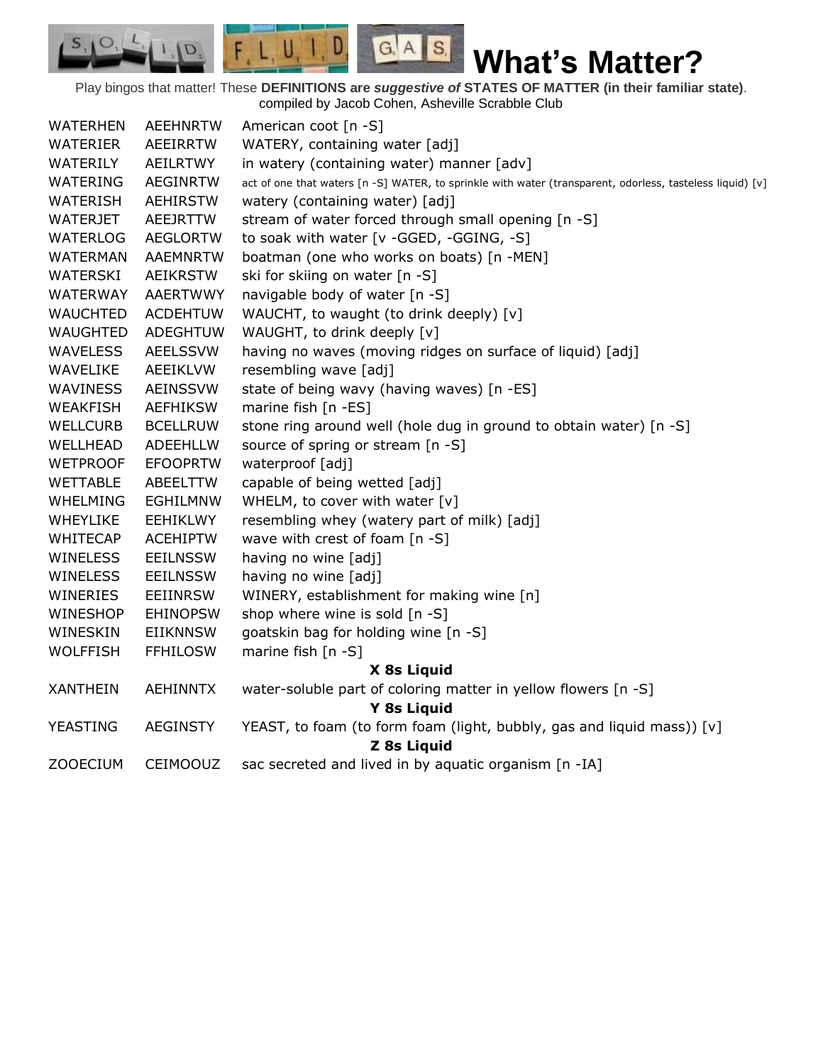# What's Matter?

Play bingos that matter! These **DEFINITIONS are *suggestive of* STATES OF MATTER (in their familiar state)**.
compiled by Jacob Cohen, Asheville Scrabble Club

| | | |
|---|---|---|
| WATERHEN | AEEHNRTW | American coot [n -S] |
| WATERIER | AEEIRRTW | WATERY, containing water [adj] |
| WATERILY | AEILRTWY | in watery (containing water) manner [adv] |
| WATERING | AEGINRTW | act of one that waters [n -S] WATER, to sprinkle with water (transparent, odorless, tasteless liquid) [v] |
| WATERISH | AEHIRSTW | watery (containing water) [adj] |
| WATERJET | AEEJRTTW | stream of water forced through small opening [n -S] |
| WATERLOG | AEGLORTW | to soak with water [v -GGED, -GGING, -S] |
| WATERMAN | AAEMNRTW | boatman (one who works on boats) [n -MEN] |
| WATERSKI | AEIKRSTW | ski for skiing on water [n -S] |
| WATERWAY | AAERTWWY | navigable body of water [n -S] |
| WAUCHTED | ACDEHTUW | WAUCHT, to waught (to drink deeply) [v] |
| WAUGHTED | ADEGHTUW | WAUGHT, to drink deeply [v] |
| WAVELESS | AEELSSVW | having no waves (moving ridges on surface of liquid) [adj] |
| WAVELIKE | AEEIKLVW | resembling wave [adj] |
| WAVINESS | AEINSSVW | state of being wavy (having waves) [n -ES] |
| WEAKFISH | AEFHIKSW | marine fish [n -ES] |
| WELLCURB | BCELLRUW | stone ring around well (hole dug in ground to obtain water) [n -S] |
| WELLHEAD | ADEEHLLW | source of spring or stream [n -S] |
| WETPROOF | EFOOPRTW | waterproof [adj] |
| WETTABLE | ABEELTTW | capable of being wetted [adj] |
| WHELMING | EGHILMNW | WHELM, to cover with water [v] |
| WHEYLIKE | EEHIKLWY | resembling whey (watery part of milk) [adj] |
| WHITECAP | ACEHIPTW | wave with crest of foam [n -S] |
| WINELESS | EEILNSSW | having no wine [adj] |
| WINELESS | EEILNSSW | having no wine [adj] |
| WINERIES | EEIINRSW | WINERY, establishment for making wine [n] |
| WINESHOP | EHINOPSW | shop where wine is sold [n -S] |
| WINESKIN | EIIKNNSW | goatskin bag for holding wine [n -S] |
| WOLFFISH | FFHILOSW | marine fish [n -S] |
| | | **X 8s Liquid** |
| XANTHEIN | AEHINNTX | water-soluble part of coloring matter in yellow flowers [n -S] |
| | | **Y 8s Liquid** |
| YEASTING | AEGINSTY | YEAST, to foam (to form foam (light, bubbly, gas and liquid mass)) [v] |
| | | **Z 8s Liquid** |
| ZOOECIUM | CEIMOOUZ | sac secreted and lived in by aquatic organism [n -IA] |